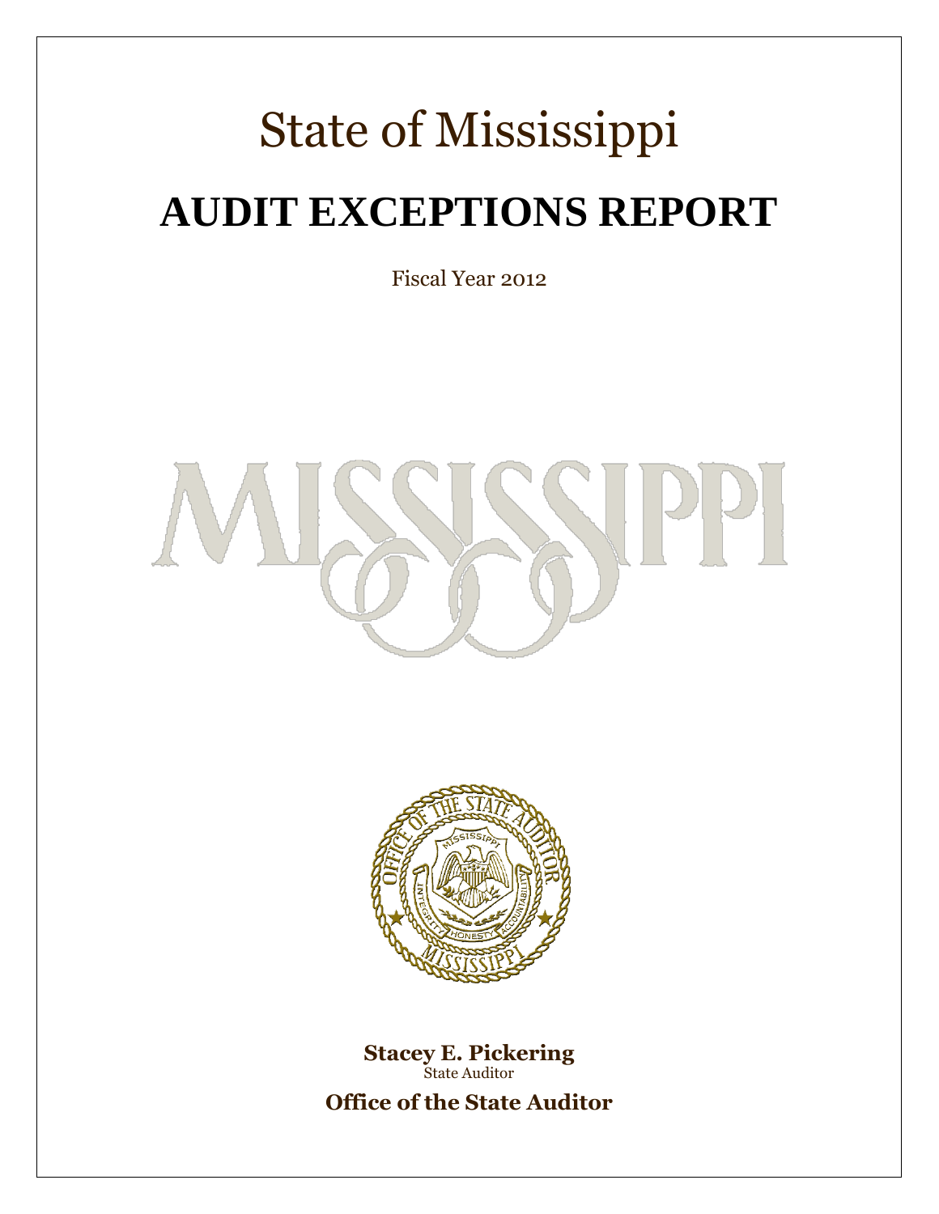# State of Mississippi

# AUDIT EXCEPTIONS REPORT

Fiscal Year 2012

**Stacey E. Pickering**
State Auditor

**Office of the State Auditor**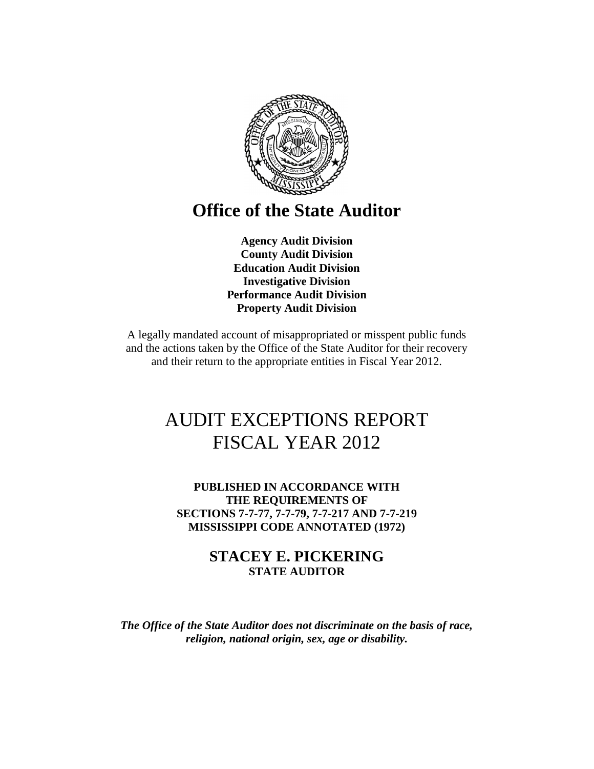# Office of the State Auditor

**Agency Audit Division**
**County Audit Division**
**Education Audit Division**
**Investigative Division**
**Performance Audit Division**
**Property Audit Division**

A legally mandated account of misappropriated or misspent public funds and the actions taken by the Office of the State Auditor for their recovery and their return to the appropriate entities in Fiscal Year 2012.

# AUDIT EXCEPTIONS REPORT
# FISCAL YEAR 2012

**PUBLISHED IN ACCORDANCE WITH THE REQUIREMENTS OF SECTIONS 7-7-77, 7-7-79, 7-7-217 AND 7-7-219 MISSISSIPPI CODE ANNOTATED (1972)**

**STACEY E. PICKERING**
**STATE AUDITOR**

***The Office of the State Auditor does not discriminate on the basis of race, religion, national origin, sex, age or disability.***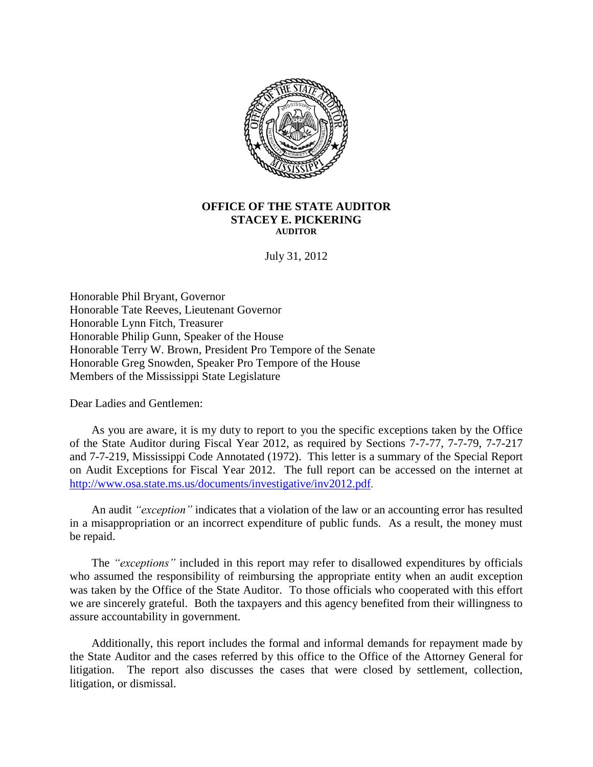**OFFICE OF THE STATE AUDITOR**
**STACEY E. PICKERING**
**AUDITOR**

July 31, 2012

Honorable Phil Bryant, Governor
Honorable Tate Reeves, Lieutenant Governor
Honorable Lynn Fitch, Treasurer
Honorable Philip Gunn, Speaker of the House
Honorable Terry W. Brown, President Pro Tempore of the Senate
Honorable Greg Snowden, Speaker Pro Tempore of the House
Members of the Mississippi State Legislature

Dear Ladies and Gentlemen:

As you are aware, it is my duty to report to you the specific exceptions taken by the Office of the State Auditor during Fiscal Year 2012, as required by Sections 7-7-77, 7-7-79, 7-7-217 and 7-7-219, Mississippi Code Annotated (1972). This letter is a summary of the Special Report on Audit Exceptions for Fiscal Year 2012. The full report can be accessed on the internet at http://www.osa.state.ms.us/documents/investigative/inv2012.pdf.

An audit *"exception"* indicates that a violation of the law or an accounting error has resulted in a misappropriation or an incorrect expenditure of public funds. As a result, the money must be repaid.

The *"exceptions"* included in this report may refer to disallowed expenditures by officials who assumed the responsibility of reimbursing the appropriate entity when an audit exception was taken by the Office of the State Auditor. To those officials who cooperated with this effort we are sincerely grateful. Both the taxpayers and this agency benefited from their willingness to assure accountability in government.

Additionally, this report includes the formal and informal demands for repayment made by the State Auditor and the cases referred by this office to the Office of the Attorney General for litigation. The report also discusses the cases that were closed by settlement, collection, litigation, or dismissal.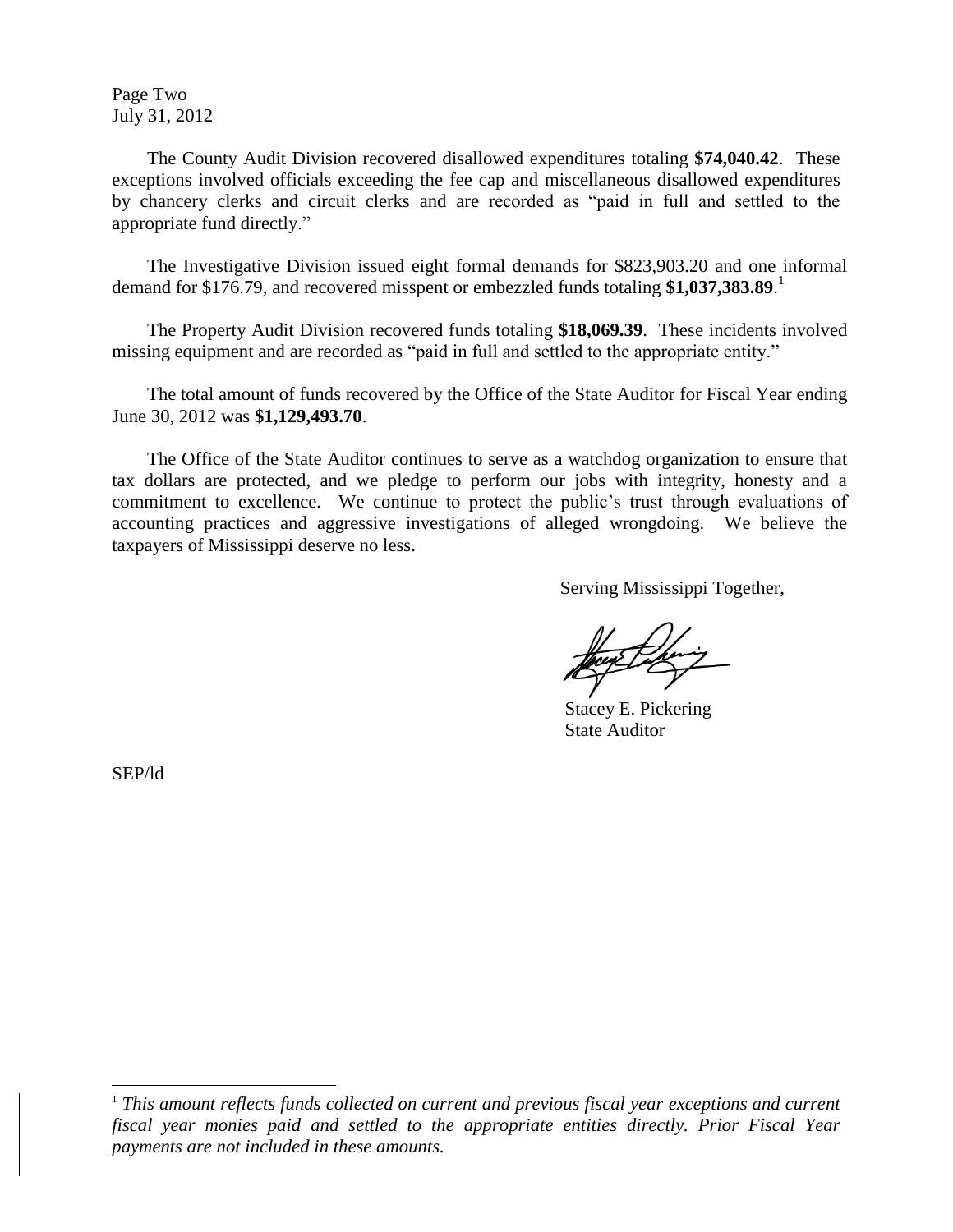Page Two
July 31, 2012

The County Audit Division recovered disallowed expenditures totaling **$74,040.42**. These exceptions involved officials exceeding the fee cap and miscellaneous disallowed expenditures by chancery clerks and circuit clerks and are recorded as "paid in full and settled to the appropriate fund directly."

The Investigative Division issued eight formal demands for $823,903.20 and one informal demand for $176.79, and recovered misspent or embezzled funds totaling **$1,037,383.89**.[1]

The Property Audit Division recovered funds totaling **$18,069.39**. These incidents involved missing equipment and are recorded as "paid in full and settled to the appropriate entity."

The total amount of funds recovered by the Office of the State Auditor for Fiscal Year ending June 30, 2012 was **$1,129,493.70**.

The Office of the State Auditor continues to serve as a watchdog organization to ensure that tax dollars are protected, and we pledge to perform our jobs with integrity, honesty and a commitment to excellence. We continue to protect the public's trust through evaluations of accounting practices and aggressive investigations of alleged wrongdoing. We believe the taxpayers of Mississippi deserve no less.

Serving Mississippi Together,

Stacey E. Pickering
State Auditor

SEP/ld

[1] *This amount reflects funds collected on current and previous fiscal year exceptions and current fiscal year monies paid and settled to the appropriate entities directly. Prior Fiscal Year payments are not included in these amounts.*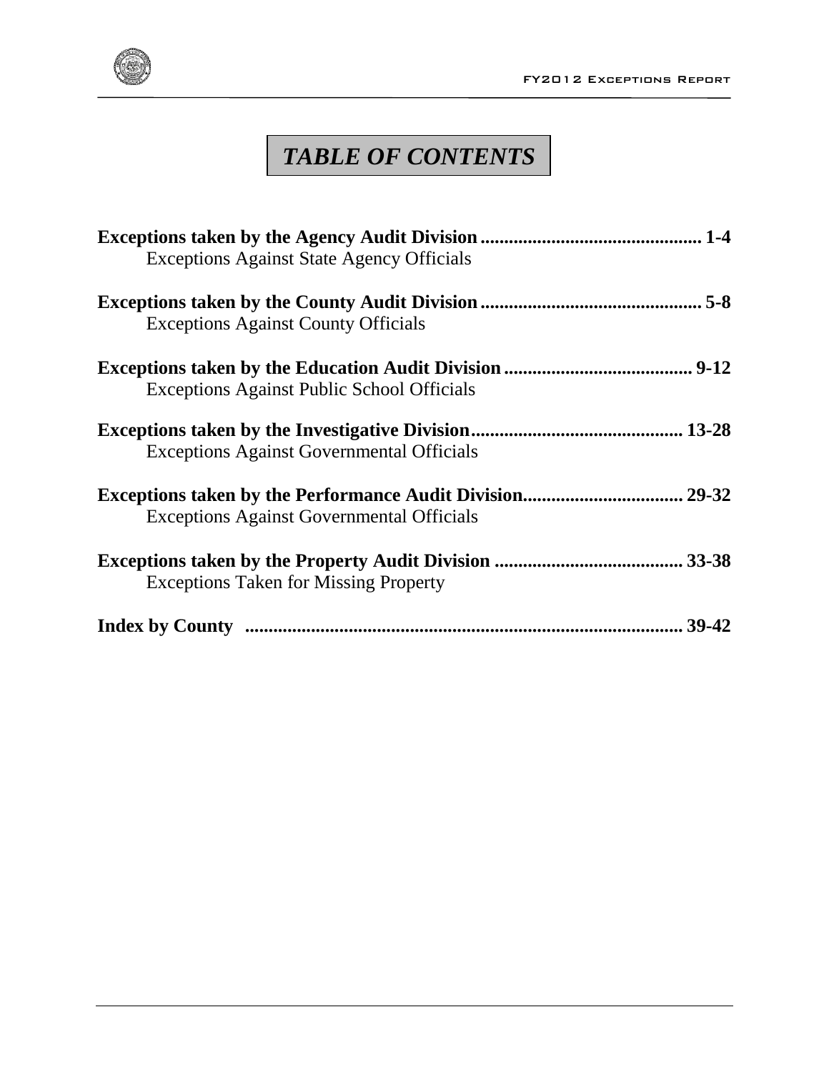# *TABLE OF CONTENTS*

**Exceptions taken by the Agency Audit Division ............................................... 1-4**
Exceptions Against State Agency Officials

**Exceptions taken by the County Audit Division ............................................... 5-8**
Exceptions Against County Officials

**Exceptions taken by the Education Audit Division ........................................ 9-12**
Exceptions Against Public School Officials

**Exceptions taken by the Investigative Division............................................. 13-28**
Exceptions Against Governmental Officials

**Exceptions taken by the Performance Audit Division.................................. 29-32**
Exceptions Against Governmental Officials

**Exceptions taken by the Property Audit Division ........................................ 33-38**
Exceptions Taken for Missing Property

**Index by County .............................................................................................. 39-42**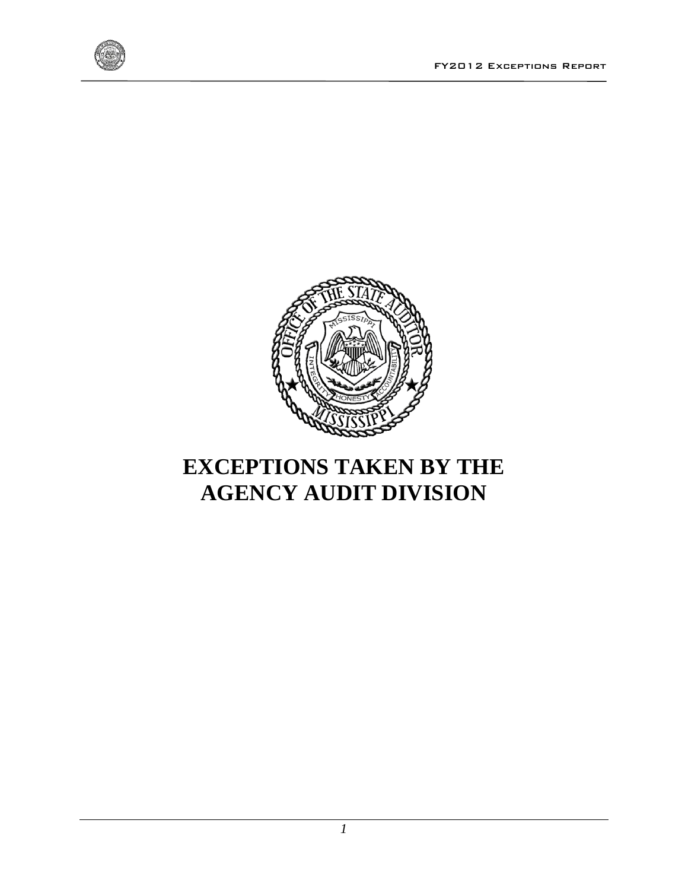# EXCEPTIONS TAKEN BY THE AGENCY AUDIT DIVISION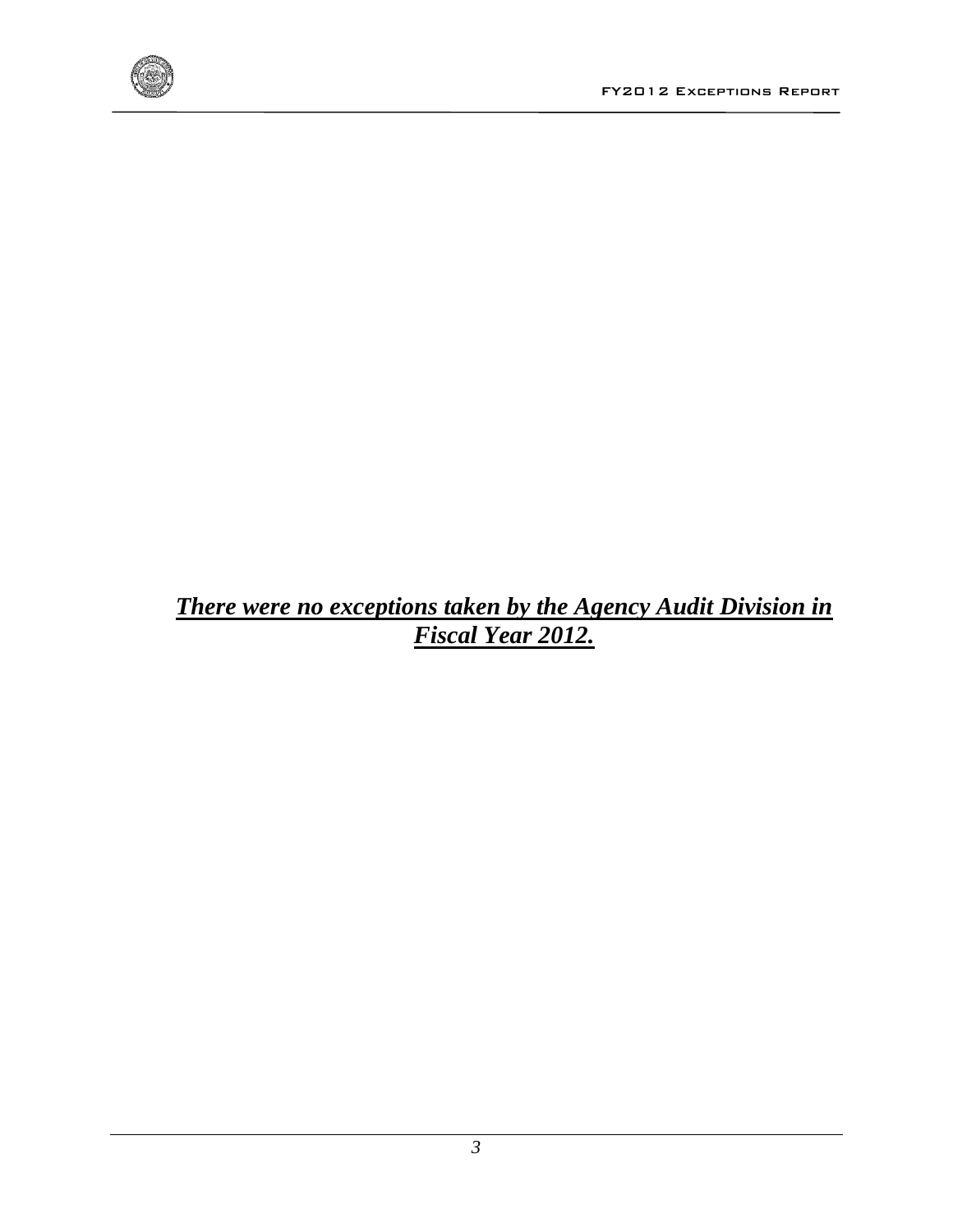***There were no exceptions taken by the Agency Audit Division in Fiscal Year 2012.***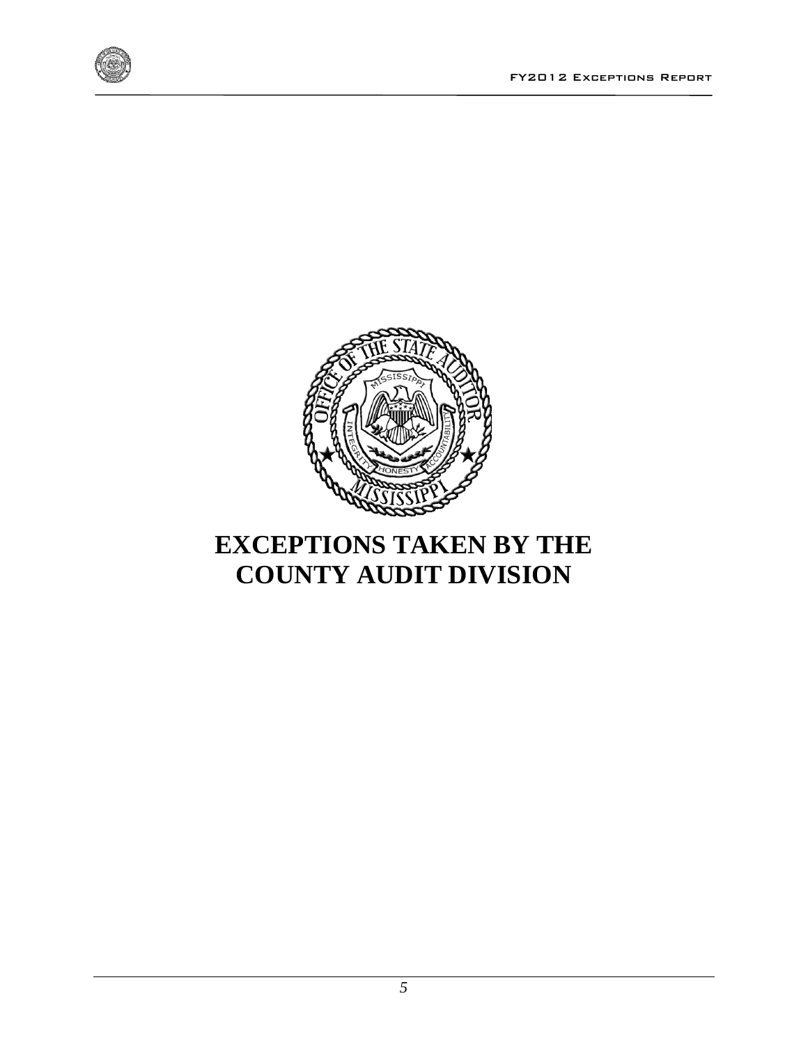# EXCEPTIONS TAKEN BY THE COUNTY AUDIT DIVISION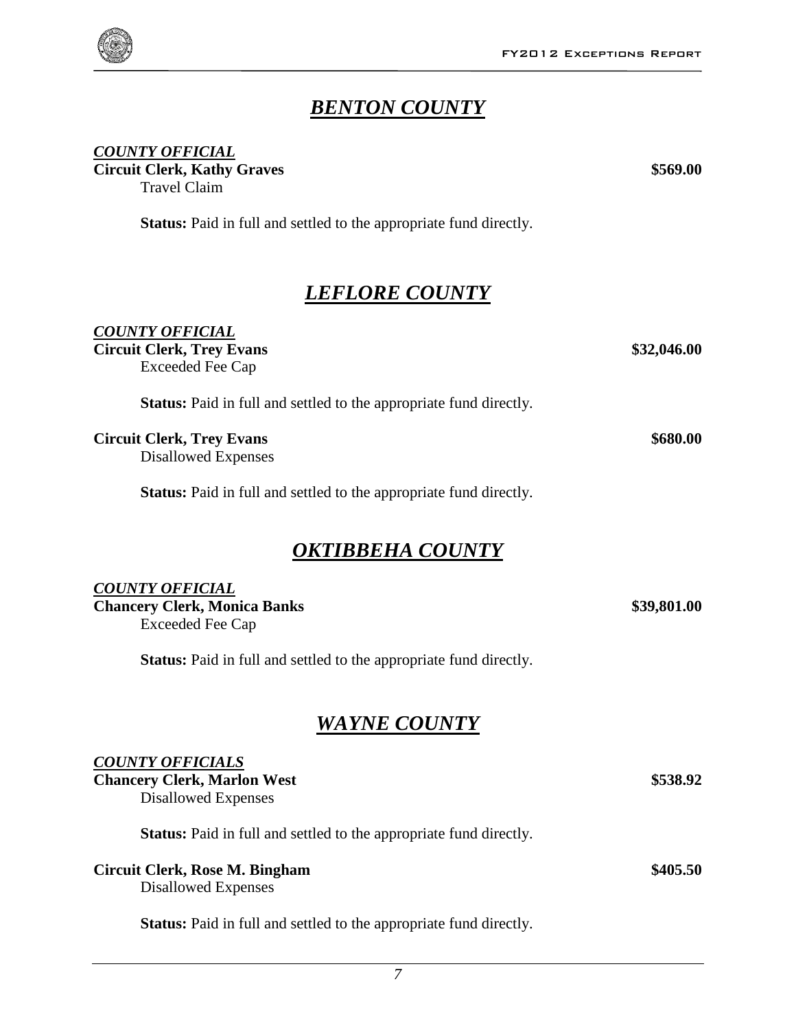# *BENTON COUNTY*

***COUNTY OFFICIAL***

**Circuit Clerk, Kathy Graves** **$569.00**

Travel Claim

**Status:** Paid in full and settled to the appropriate fund directly.

# *LEFLORE COUNTY*

***COUNTY OFFICIAL***

**Circuit Clerk, Trey Evans** **$32,046.00**

Exceeded Fee Cap

**Status:** Paid in full and settled to the appropriate fund directly.

**Circuit Clerk, Trey Evans** **$680.00**

Disallowed Expenses

**Status:** Paid in full and settled to the appropriate fund directly.

# *OKTIBBEHA COUNTY*

***COUNTY OFFICIAL***

**Chancery Clerk, Monica Banks** **$39,801.00**

Exceeded Fee Cap

**Status:** Paid in full and settled to the appropriate fund directly.

# *WAYNE COUNTY*

***COUNTY OFFICIALS***

**Chancery Clerk, Marlon West** **$538.92**

Disallowed Expenses

**Status:** Paid in full and settled to the appropriate fund directly.

**Circuit Clerk, Rose M. Bingham** **$405.50**

Disallowed Expenses

**Status:** Paid in full and settled to the appropriate fund directly.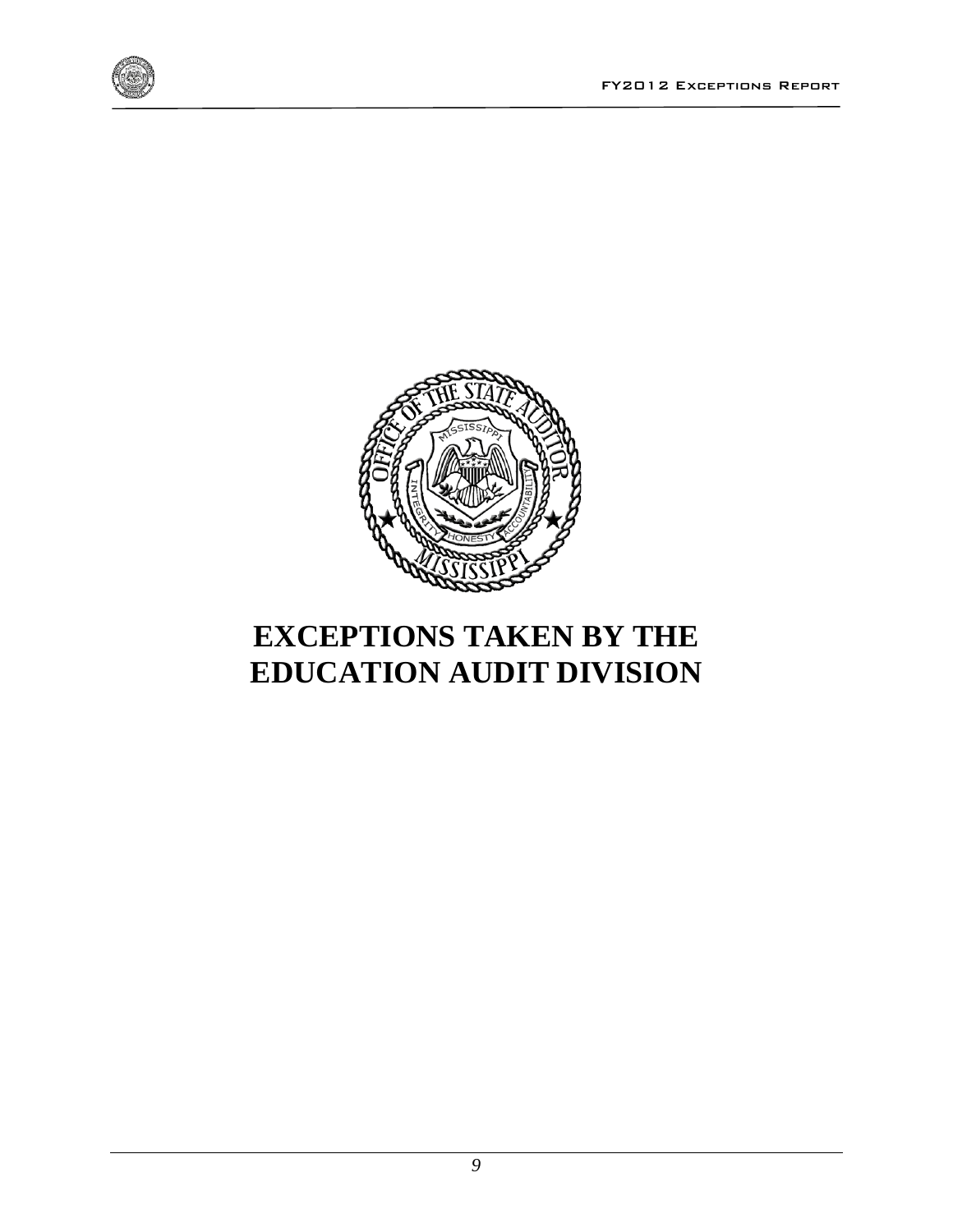# EXCEPTIONS TAKEN BY THE EDUCATION AUDIT DIVISION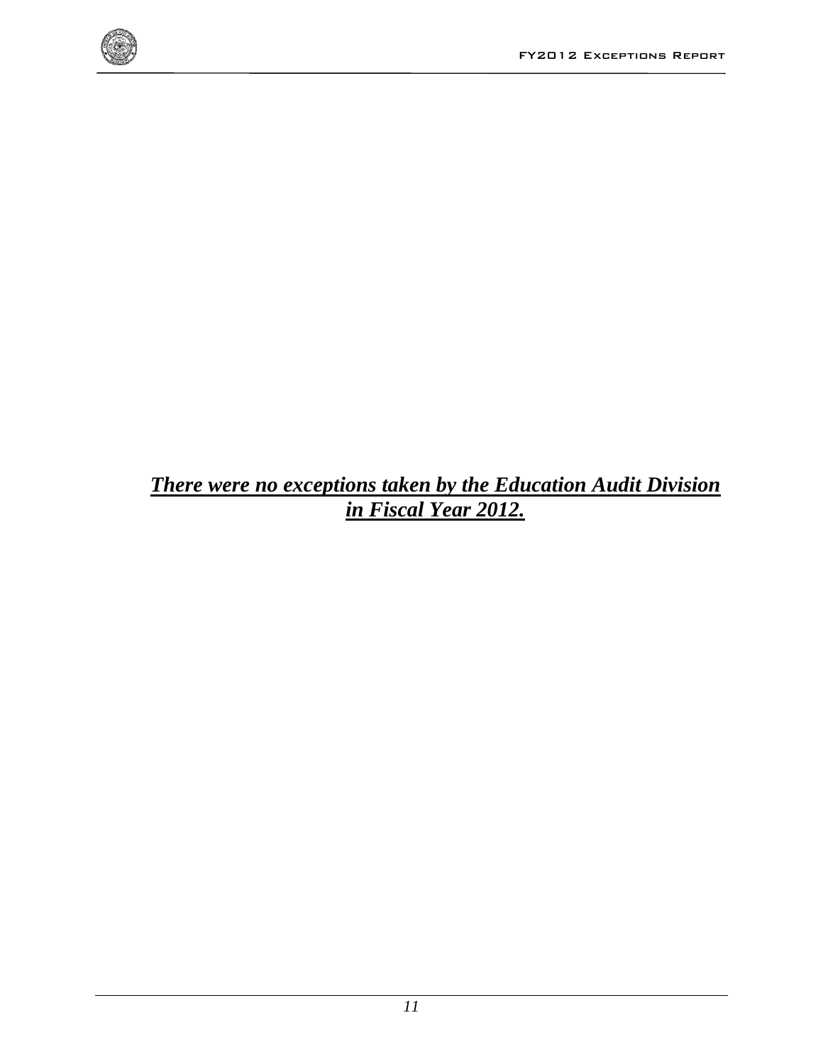***There were no exceptions taken by the Education Audit Division in Fiscal Year 2012.***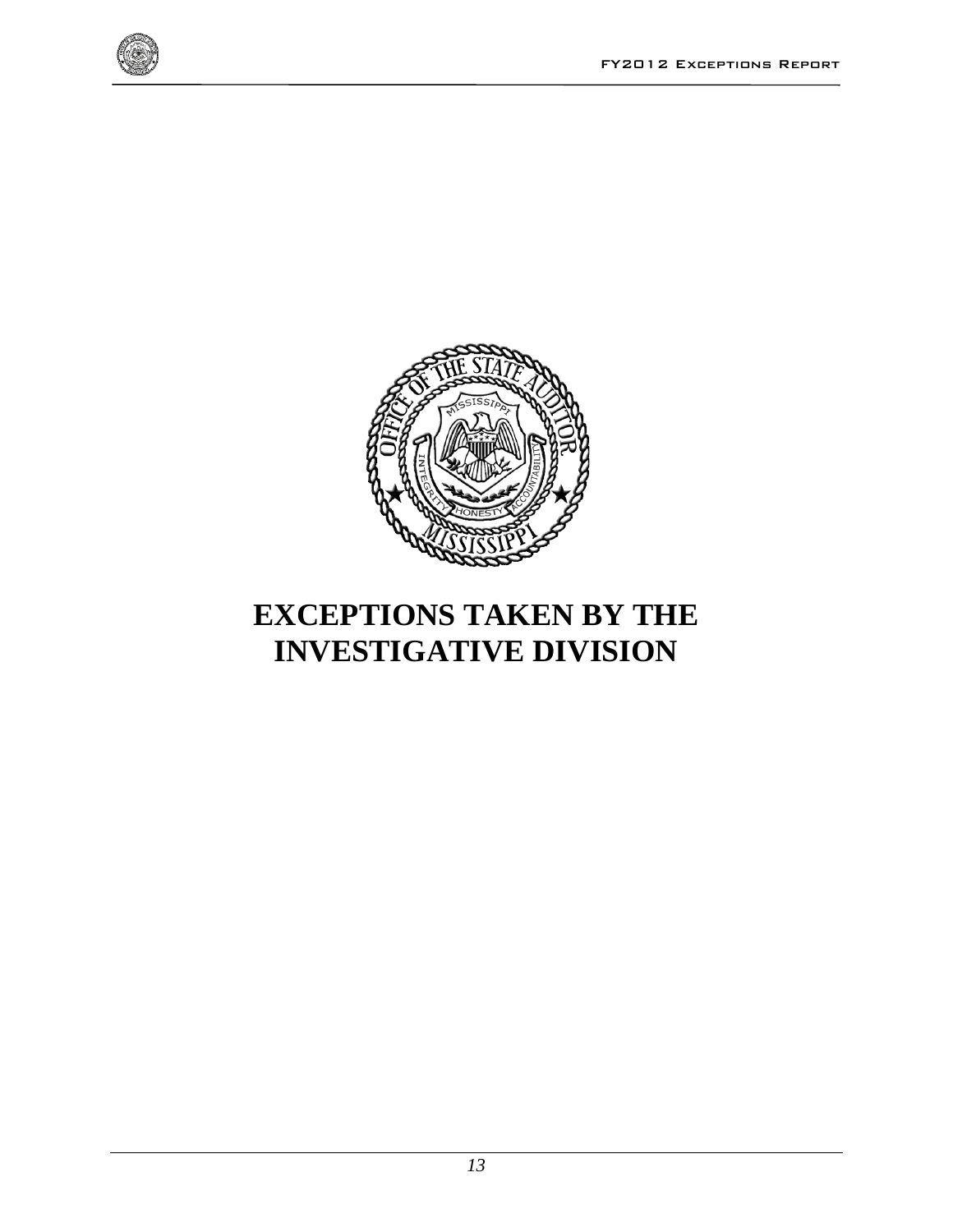# EXCEPTIONS TAKEN BY THE INVESTIGATIVE DIVISION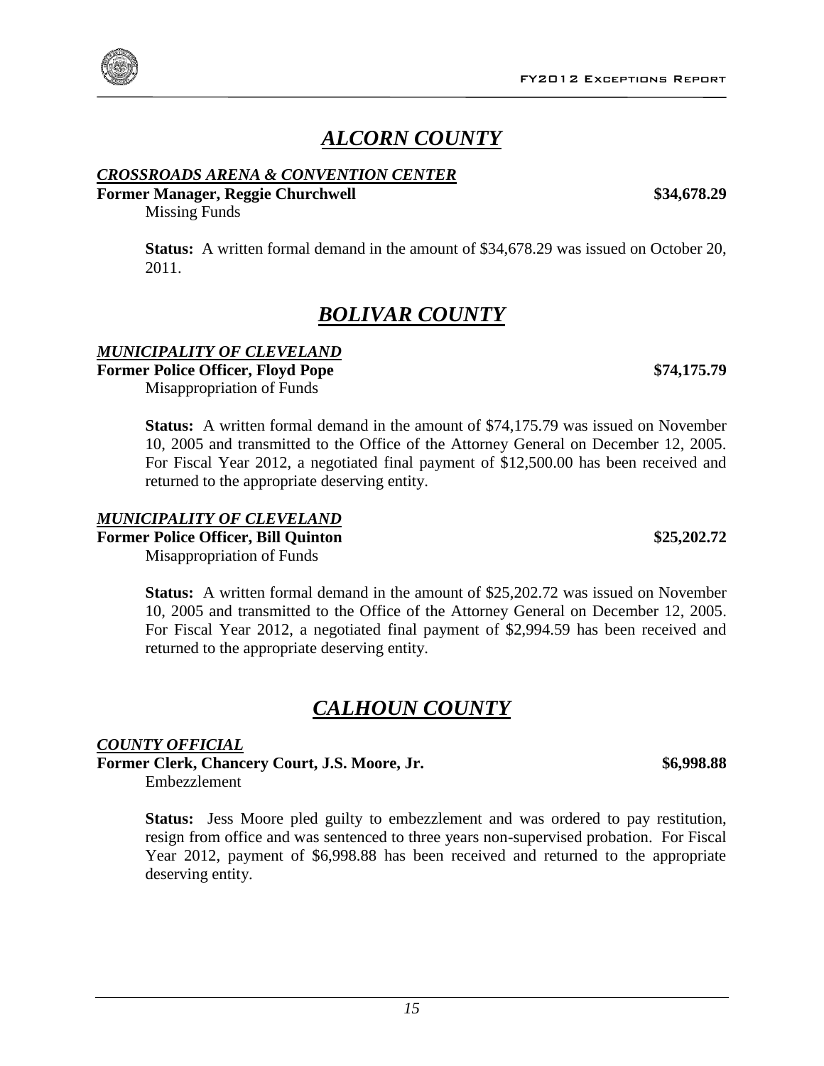## *ALCORN COUNTY*

***CROSSROADS ARENA & CONVENTION CENTER***

**Former Manager, Reggie Churchwell** **$34,678.29**

Missing Funds

**Status:** A written formal demand in the amount of $34,678.29 was issued on October 20, 2011.

## *BOLIVAR COUNTY*

***MUNICIPALITY OF CLEVELAND***

**Former Police Officer, Floyd Pope** **$74,175.79**

Misappropriation of Funds

**Status:** A written formal demand in the amount of $74,175.79 was issued on November 10, 2005 and transmitted to the Office of the Attorney General on December 12, 2005. For Fiscal Year 2012, a negotiated final payment of $12,500.00 has been received and returned to the appropriate deserving entity.

***MUNICIPALITY OF CLEVELAND***

**Former Police Officer, Bill Quinton** **$25,202.72**

Misappropriation of Funds

**Status:** A written formal demand in the amount of $25,202.72 was issued on November 10, 2005 and transmitted to the Office of the Attorney General on December 12, 2005. For Fiscal Year 2012, a negotiated final payment of $2,994.59 has been received and returned to the appropriate deserving entity.

## *CALHOUN COUNTY*

***COUNTY OFFICIAL***

**Former Clerk, Chancery Court, J.S. Moore, Jr.** **$6,998.88**

Embezzlement

**Status:** Jess Moore pled guilty to embezzlement and was ordered to pay restitution, resign from office and was sentenced to three years non-supervised probation. For Fiscal Year 2012, payment of $6,998.88 has been received and returned to the appropriate deserving entity.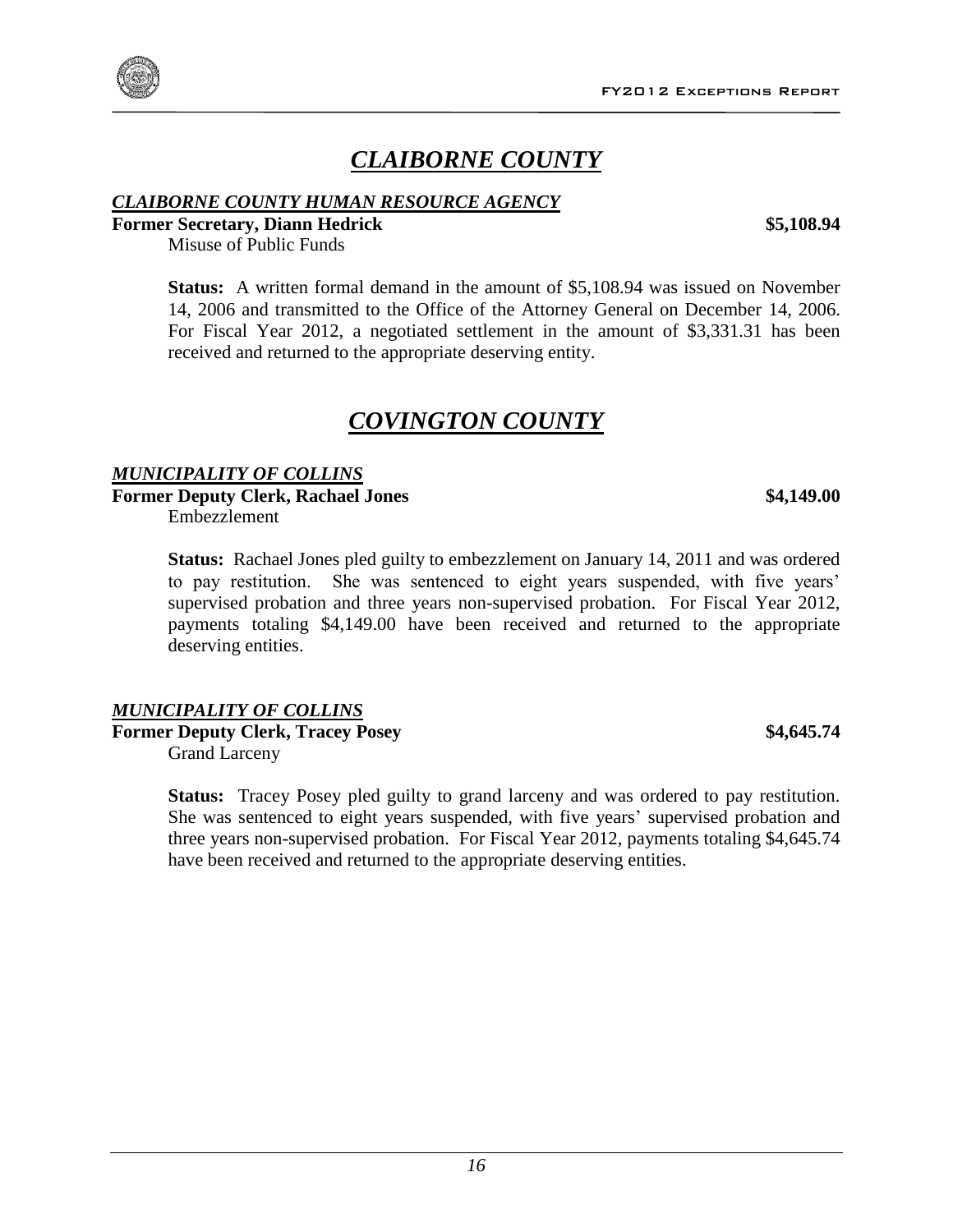# *CLAIBORNE COUNTY*

***CLAIBORNE COUNTY HUMAN RESOURCE AGENCY***

**Former Secretary, Diann Hedrick** **$5,108.94**

Misuse of Public Funds

**Status:** A written formal demand in the amount of $5,108.94 was issued on November 14, 2006 and transmitted to the Office of the Attorney General on December 14, 2006. For Fiscal Year 2012, a negotiated settlement in the amount of $3,331.31 has been received and returned to the appropriate deserving entity.

# *COVINGTON COUNTY*

***MUNICIPALITY OF COLLINS***

**Former Deputy Clerk, Rachael Jones** **$4,149.00**

Embezzlement

**Status:** Rachael Jones pled guilty to embezzlement on January 14, 2011 and was ordered to pay restitution. She was sentenced to eight years suspended, with five years' supervised probation and three years non-supervised probation. For Fiscal Year 2012, payments totaling $4,149.00 have been received and returned to the appropriate deserving entities.

***MUNICIPALITY OF COLLINS***

**Former Deputy Clerk, Tracey Posey** **$4,645.74**

Grand Larceny

**Status:** Tracey Posey pled guilty to grand larceny and was ordered to pay restitution. She was sentenced to eight years suspended, with five years' supervised probation and three years non-supervised probation. For Fiscal Year 2012, payments totaling $4,645.74 have been received and returned to the appropriate deserving entities.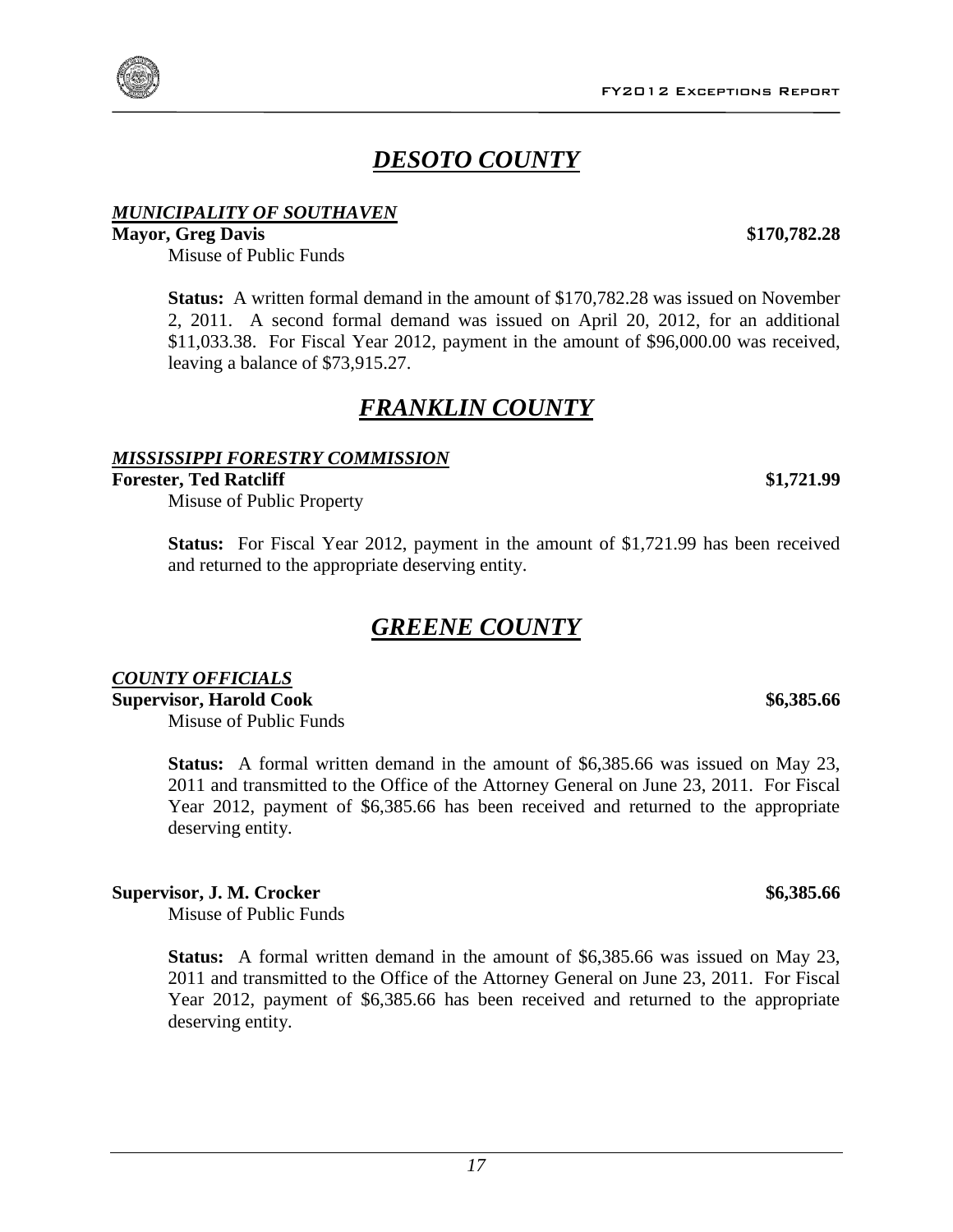# *DESOTO COUNTY*

***MUNICIPALITY OF SOUTHAVEN***

**Mayor, Greg Davis** **$170,782.28**

Misuse of Public Funds

**Status:** A written formal demand in the amount of $170,782.28 was issued on November 2, 2011. A second formal demand was issued on April 20, 2012, for an additional $11,033.38. For Fiscal Year 2012, payment in the amount of $96,000.00 was received, leaving a balance of $73,915.27.

# *FRANKLIN COUNTY*

***MISSISSIPPI FORESTRY COMMISSION***

**Forester, Ted Ratcliff** **$1,721.99**

Misuse of Public Property

**Status:** For Fiscal Year 2012, payment in the amount of $1,721.99 has been received and returned to the appropriate deserving entity.

# *GREENE COUNTY*

***COUNTY OFFICIALS***

**Supervisor, Harold Cook** **$6,385.66**

Misuse of Public Funds

**Status:** A formal written demand in the amount of $6,385.66 was issued on May 23, 2011 and transmitted to the Office of the Attorney General on June 23, 2011. For Fiscal Year 2012, payment of $6,385.66 has been received and returned to the appropriate deserving entity.

**Supervisor, J. M. Crocker** **$6,385.66**

Misuse of Public Funds

**Status:** A formal written demand in the amount of $6,385.66 was issued on May 23, 2011 and transmitted to the Office of the Attorney General on June 23, 2011. For Fiscal Year 2012, payment of $6,385.66 has been received and returned to the appropriate deserving entity.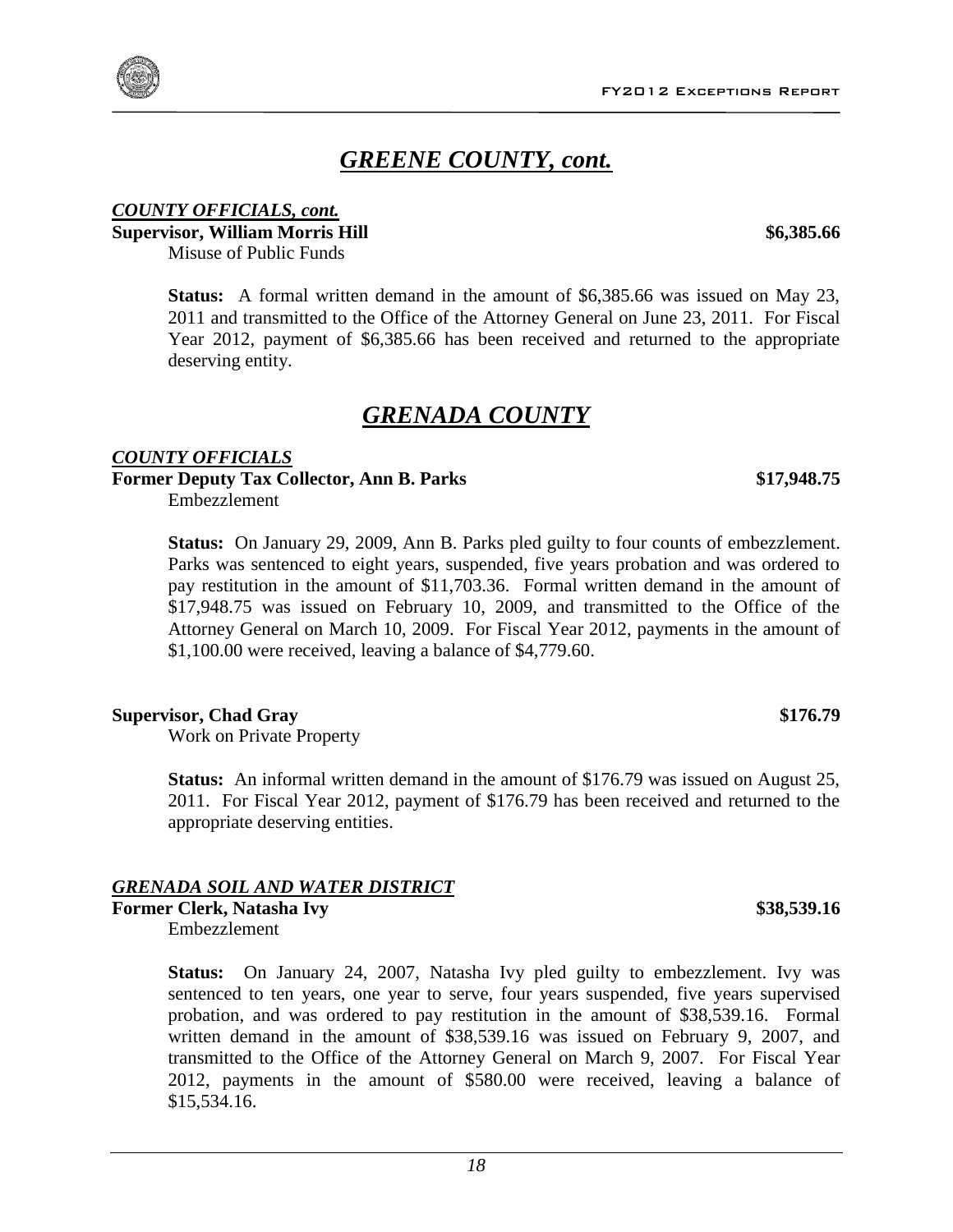## *GREENE COUNTY, cont.*

***COUNTY OFFICIALS, cont.***

**Supervisor, William Morris Hill** **$6,385.66**

Misuse of Public Funds

**Status:** A formal written demand in the amount of $6,385.66 was issued on May 23, 2011 and transmitted to the Office of the Attorney General on June 23, 2011. For Fiscal Year 2012, payment of $6,385.66 has been received and returned to the appropriate deserving entity.

## *GRENADA COUNTY*

***COUNTY OFFICIALS***

**Former Deputy Tax Collector, Ann B. Parks** **$17,948.75**

Embezzlement

**Status:** On January 29, 2009, Ann B. Parks pled guilty to four counts of embezzlement. Parks was sentenced to eight years, suspended, five years probation and was ordered to pay restitution in the amount of $11,703.36. Formal written demand in the amount of $17,948.75 was issued on February 10, 2009, and transmitted to the Office of the Attorney General on March 10, 2009. For Fiscal Year 2012, payments in the amount of $1,100.00 were received, leaving a balance of $4,779.60.

**Supervisor, Chad Gray** **$176.79**

Work on Private Property

**Status:** An informal written demand in the amount of $176.79 was issued on August 25, 2011. For Fiscal Year 2012, payment of $176.79 has been received and returned to the appropriate deserving entities.

***GRENADA SOIL AND WATER DISTRICT***

**Former Clerk, Natasha Ivy** **$38,539.16**

Embezzlement

**Status:** On January 24, 2007, Natasha Ivy pled guilty to embezzlement. Ivy was sentenced to ten years, one year to serve, four years suspended, five years supervised probation, and was ordered to pay restitution in the amount of $38,539.16. Formal written demand in the amount of $38,539.16 was issued on February 9, 2007, and transmitted to the Office of the Attorney General on March 9, 2007. For Fiscal Year 2012, payments in the amount of $580.00 were received, leaving a balance of $15,534.16.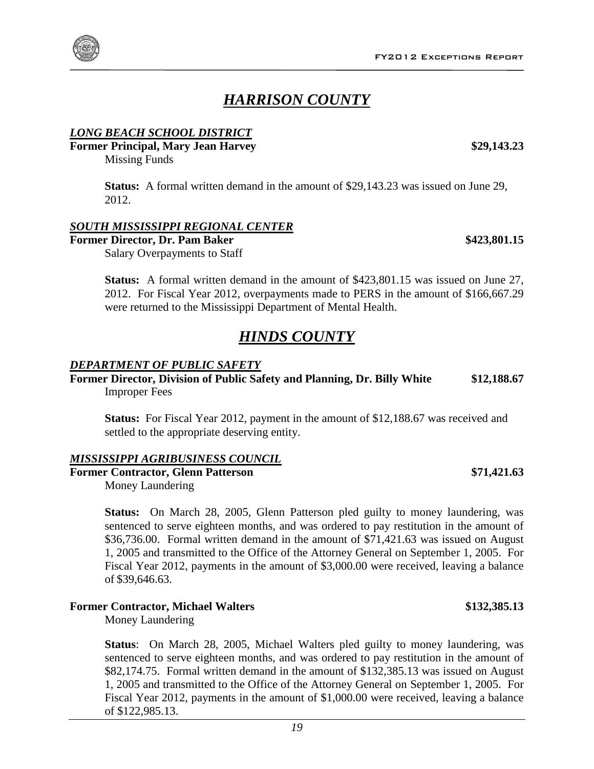# *HARRISON COUNTY*

***LONG BEACH SCHOOL DISTRICT***

**Former Principal, Mary Jean Harvey** **$29,143.23**

Missing Funds

> **Status:** A formal written demand in the amount of $29,143.23 was issued on June 29, 2012.

***SOUTH MISSISSIPPI REGIONAL CENTER***

**Former Director, Dr. Pam Baker** **$423,801.15**

Salary Overpayments to Staff

> **Status:** A formal written demand in the amount of $423,801.15 was issued on June 27, 2012. For Fiscal Year 2012, overpayments made to PERS in the amount of $166,667.29 were returned to the Mississippi Department of Mental Health.

# *HINDS COUNTY*

***DEPARTMENT OF PUBLIC SAFETY***

**Former Director, Division of Public Safety and Planning, Dr. Billy White** **$12,188.67**

Improper Fees

> **Status:** For Fiscal Year 2012, payment in the amount of $12,188.67 was received and settled to the appropriate deserving entity.

***MISSISSIPPI AGRIBUSINESS COUNCIL***

**Former Contractor, Glenn Patterson** **$71,421.63**

Money Laundering

> **Status:** On March 28, 2005, Glenn Patterson pled guilty to money laundering, was sentenced to serve eighteen months, and was ordered to pay restitution in the amount of $36,736.00. Formal written demand in the amount of $71,421.63 was issued on August 1, 2005 and transmitted to the Office of the Attorney General on September 1, 2005. For Fiscal Year 2012, payments in the amount of $3,000.00 were received, leaving a balance of $39,646.63.

**Former Contractor, Michael Walters** **$132,385.13**

Money Laundering

> **Status**: On March 28, 2005, Michael Walters pled guilty to money laundering, was sentenced to serve eighteen months, and was ordered to pay restitution in the amount of $82,174.75. Formal written demand in the amount of $132,385.13 was issued on August 1, 2005 and transmitted to the Office of the Attorney General on September 1, 2005. For Fiscal Year 2012, payments in the amount of $1,000.00 were received, leaving a balance of $122,985.13.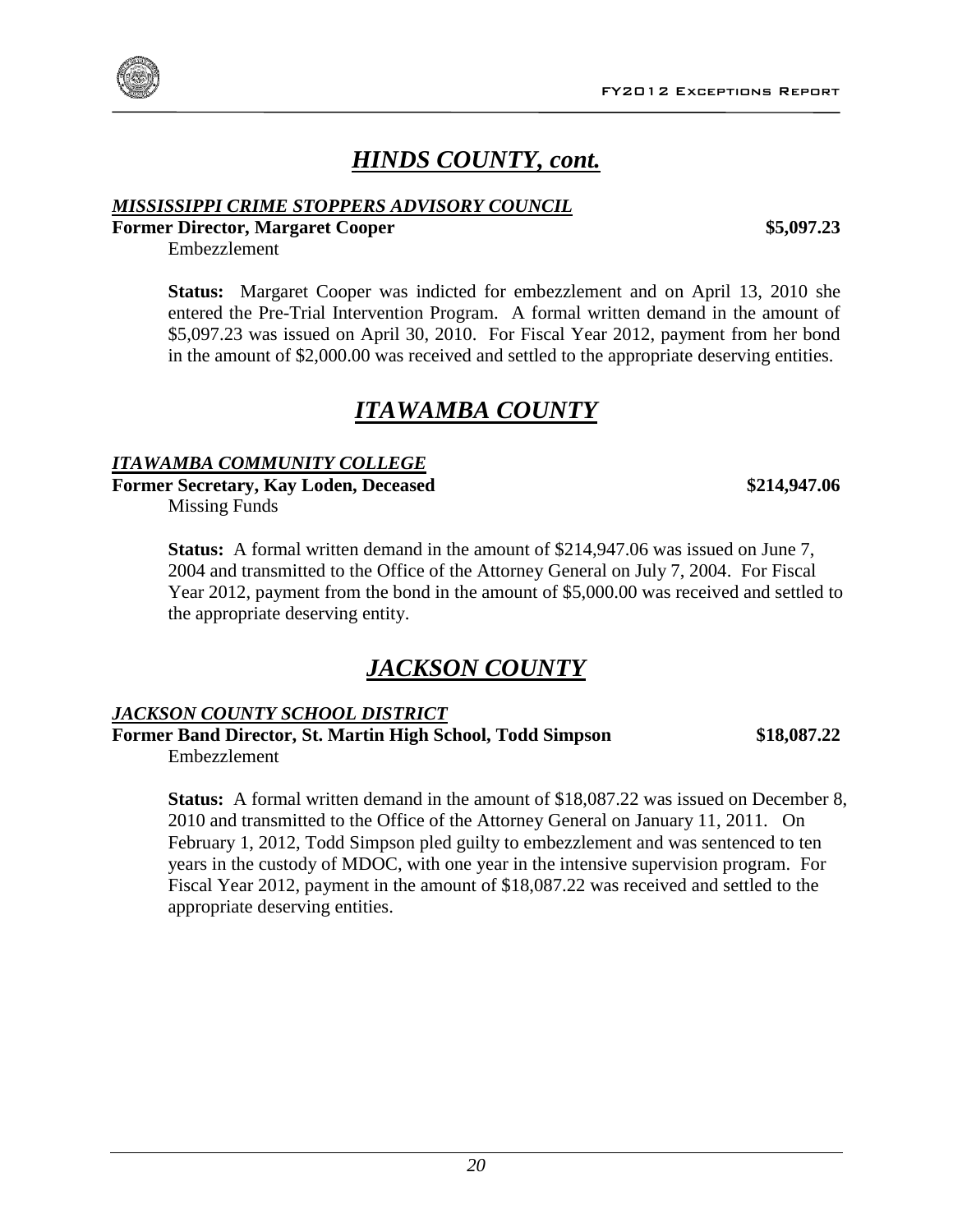# *HINDS COUNTY, cont.*

***MISSISSIPPI CRIME STOPPERS ADVISORY COUNCIL***

**Former Director, Margaret Cooper** **$5,097.23**

Embezzlement

**Status:** Margaret Cooper was indicted for embezzlement and on April 13, 2010 she entered the Pre-Trial Intervention Program. A formal written demand in the amount of $5,097.23 was issued on April 30, 2010. For Fiscal Year 2012, payment from her bond in the amount of $2,000.00 was received and settled to the appropriate deserving entities.

# *ITAWAMBA COUNTY*

***ITAWAMBA COMMUNITY COLLEGE***

**Former Secretary, Kay Loden, Deceased** **$214,947.06**

Missing Funds

**Status:** A formal written demand in the amount of $214,947.06 was issued on June 7, 2004 and transmitted to the Office of the Attorney General on July 7, 2004. For Fiscal Year 2012, payment from the bond in the amount of $5,000.00 was received and settled to the appropriate deserving entity.

# *JACKSON COUNTY*

***JACKSON COUNTY SCHOOL DISTRICT***

**Former Band Director, St. Martin High School, Todd Simpson** **$18,087.22**

Embezzlement

**Status:** A formal written demand in the amount of $18,087.22 was issued on December 8, 2010 and transmitted to the Office of the Attorney General on January 11, 2011. On February 1, 2012, Todd Simpson pled guilty to embezzlement and was sentenced to ten years in the custody of MDOC, with one year in the intensive supervision program. For Fiscal Year 2012, payment in the amount of $18,087.22 was received and settled to the appropriate deserving entities.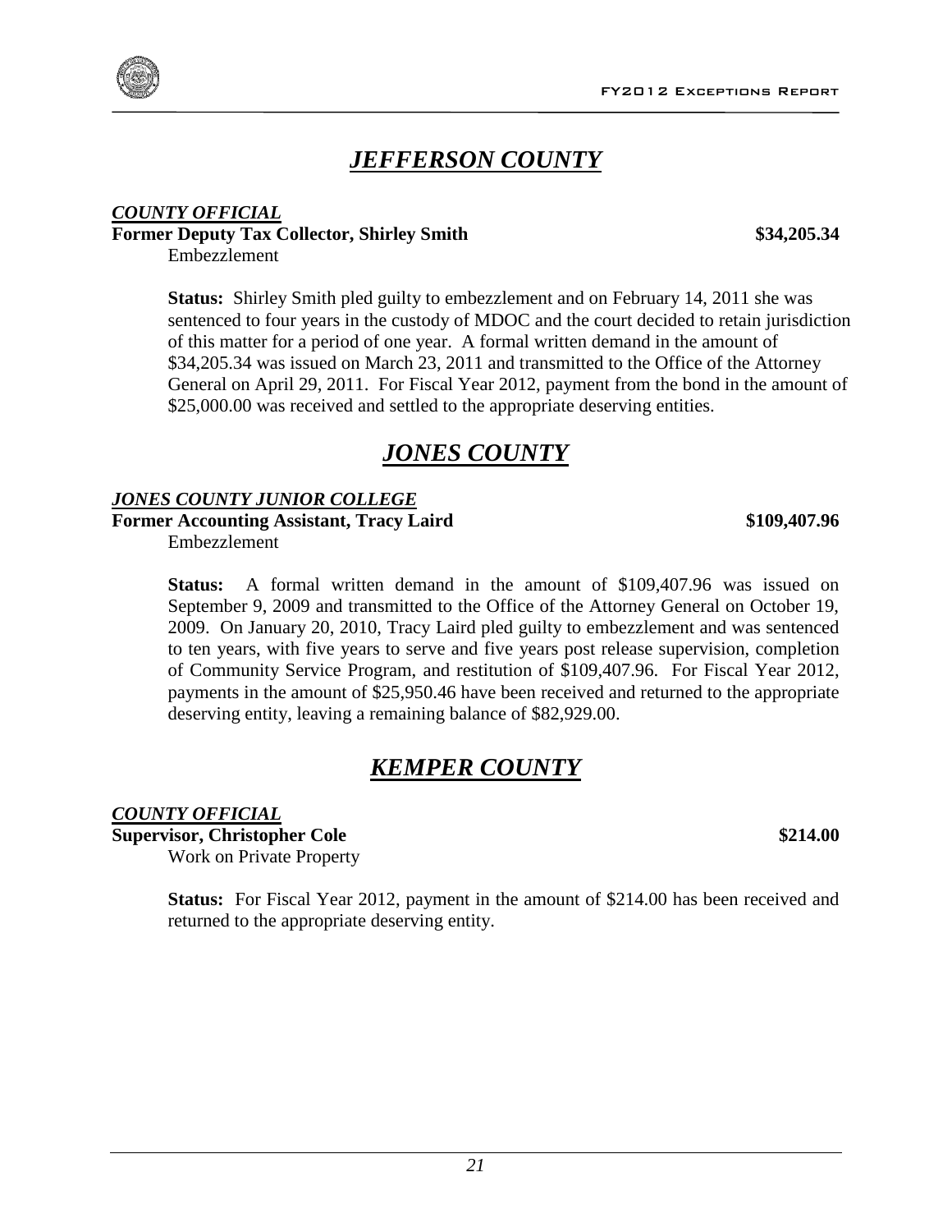# *JEFFERSON COUNTY*

***COUNTY OFFICIAL***

**Former Deputy Tax Collector, Shirley Smith** **$34,205.34**

Embezzlement

**Status:** Shirley Smith pled guilty to embezzlement and on February 14, 2011 she was sentenced to four years in the custody of MDOC and the court decided to retain jurisdiction of this matter for a period of one year. A formal written demand in the amount of $34,205.34 was issued on March 23, 2011 and transmitted to the Office of the Attorney General on April 29, 2011. For Fiscal Year 2012, payment from the bond in the amount of $25,000.00 was received and settled to the appropriate deserving entities.

# *JONES COUNTY*

***JONES COUNTY JUNIOR COLLEGE***

**Former Accounting Assistant, Tracy Laird** **$109,407.96**

Embezzlement

**Status:** A formal written demand in the amount of $109,407.96 was issued on September 9, 2009 and transmitted to the Office of the Attorney General on October 19, 2009. On January 20, 2010, Tracy Laird pled guilty to embezzlement and was sentenced to ten years, with five years to serve and five years post release supervision, completion of Community Service Program, and restitution of $109,407.96. For Fiscal Year 2012, payments in the amount of $25,950.46 have been received and returned to the appropriate deserving entity, leaving a remaining balance of $82,929.00.

# *KEMPER COUNTY*

***COUNTY OFFICIAL***

**Supervisor, Christopher Cole** **$214.00**

Work on Private Property

**Status:** For Fiscal Year 2012, payment in the amount of $214.00 has been received and returned to the appropriate deserving entity.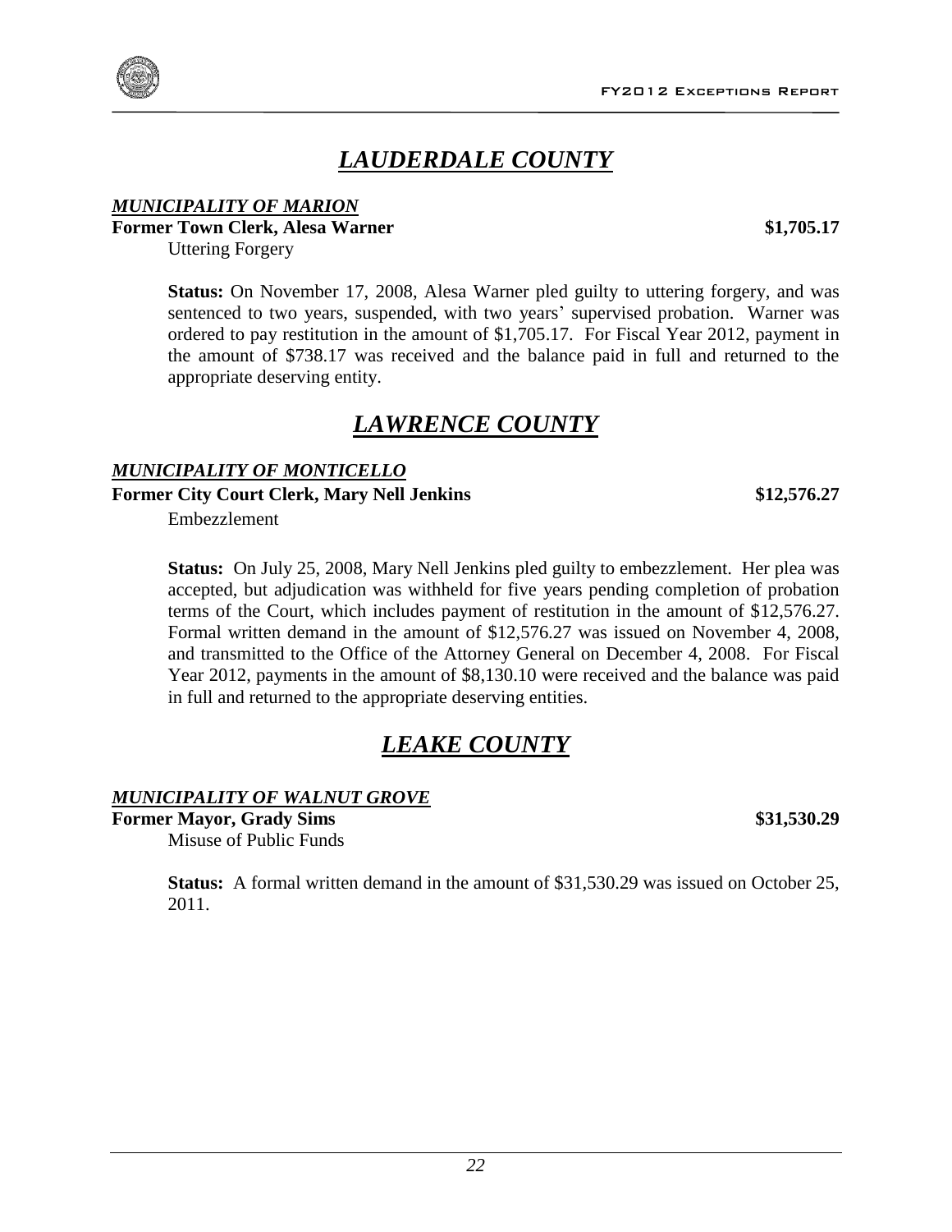# *LAUDERDALE COUNTY*

***MUNICIPALITY OF MARION***

**Former Town Clerk, Alesa Warner** **$1,705.17**

Uttering Forgery

**Status:** On November 17, 2008, Alesa Warner pled guilty to uttering forgery, and was sentenced to two years, suspended, with two years' supervised probation. Warner was ordered to pay restitution in the amount of $1,705.17. For Fiscal Year 2012, payment in the amount of $738.17 was received and the balance paid in full and returned to the appropriate deserving entity.

# *LAWRENCE COUNTY*

***MUNICIPALITY OF MONTICELLO***

**Former City Court Clerk, Mary Nell Jenkins** **$12,576.27**

Embezzlement

**Status:** On July 25, 2008, Mary Nell Jenkins pled guilty to embezzlement. Her plea was accepted, but adjudication was withheld for five years pending completion of probation terms of the Court, which includes payment of restitution in the amount of $12,576.27. Formal written demand in the amount of $12,576.27 was issued on November 4, 2008, and transmitted to the Office of the Attorney General on December 4, 2008. For Fiscal Year 2012, payments in the amount of $8,130.10 were received and the balance was paid in full and returned to the appropriate deserving entities.

# *LEAKE COUNTY*

***MUNICIPALITY OF WALNUT GROVE***

**Former Mayor, Grady Sims** **$31,530.29**

Misuse of Public Funds

**Status:** A formal written demand in the amount of $31,530.29 was issued on October 25, 2011.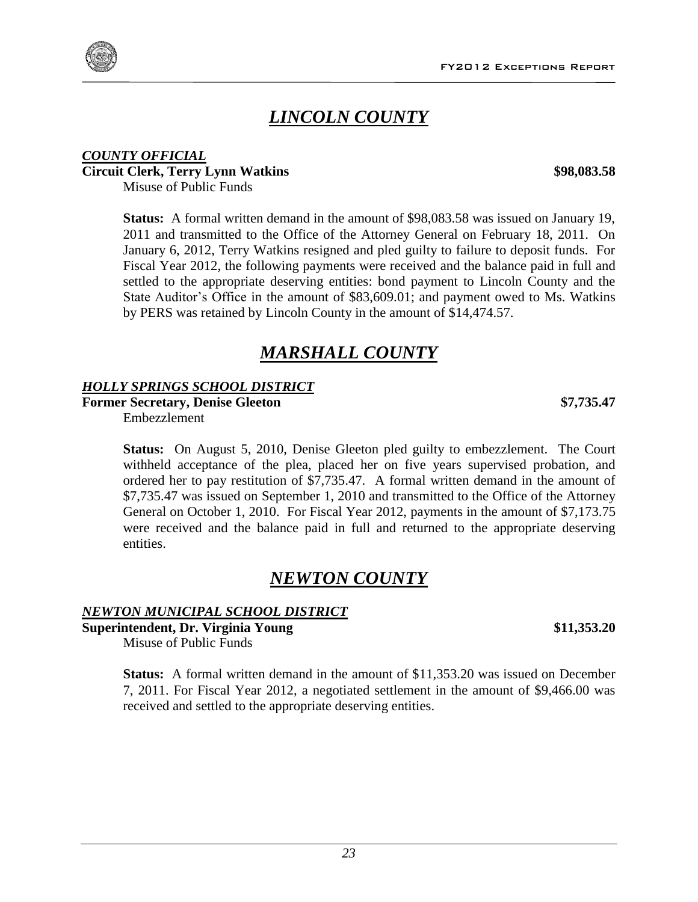# *LINCOLN COUNTY*

***COUNTY OFFICIAL***

**Circuit Clerk, Terry Lynn Watkins** **$98,083.58**

Misuse of Public Funds

**Status:** A formal written demand in the amount of $98,083.58 was issued on January 19, 2011 and transmitted to the Office of the Attorney General on February 18, 2011. On January 6, 2012, Terry Watkins resigned and pled guilty to failure to deposit funds. For Fiscal Year 2012, the following payments were received and the balance paid in full and settled to the appropriate deserving entities: bond payment to Lincoln County and the State Auditor's Office in the amount of $83,609.01; and payment owed to Ms. Watkins by PERS was retained by Lincoln County in the amount of $14,474.57.

# *MARSHALL COUNTY*

***HOLLY SPRINGS SCHOOL DISTRICT***

**Former Secretary, Denise Gleeton** **$7,735.47**

Embezzlement

**Status:** On August 5, 2010, Denise Gleeton pled guilty to embezzlement. The Court withheld acceptance of the plea, placed her on five years supervised probation, and ordered her to pay restitution of $7,735.47. A formal written demand in the amount of $7,735.47 was issued on September 1, 2010 and transmitted to the Office of the Attorney General on October 1, 2010. For Fiscal Year 2012, payments in the amount of $7,173.75 were received and the balance paid in full and returned to the appropriate deserving entities.

# *NEWTON COUNTY*

***NEWTON MUNICIPAL SCHOOL DISTRICT***

**Superintendent, Dr. Virginia Young** **$11,353.20**

Misuse of Public Funds

**Status:** A formal written demand in the amount of $11,353.20 was issued on December 7, 2011. For Fiscal Year 2012, a negotiated settlement in the amount of $9,466.00 was received and settled to the appropriate deserving entities.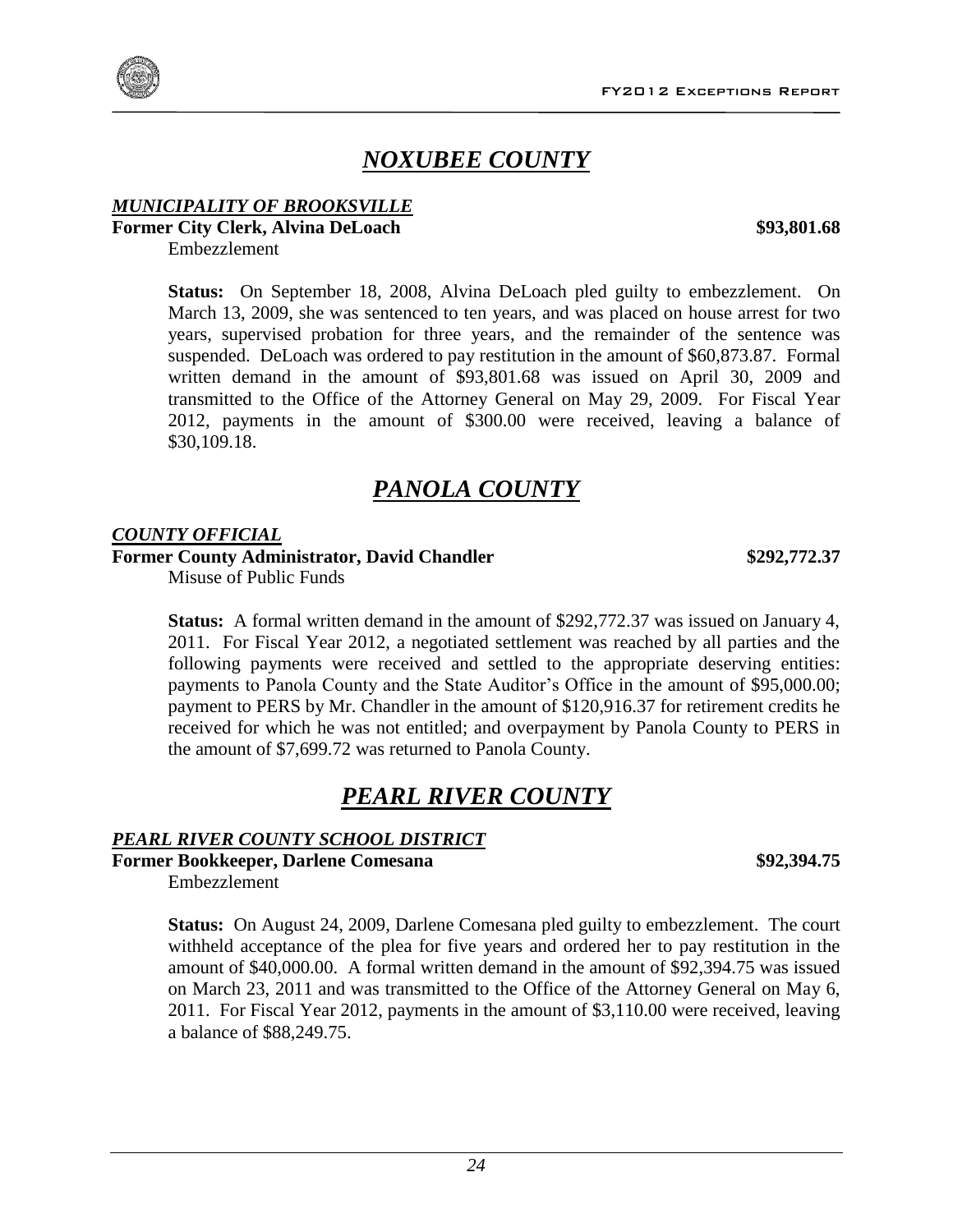# *NOXUBEE COUNTY*

***MUNICIPALITY OF BROOKSVILLE***

**Former City Clerk, Alvina DeLoach** **$93,801.68**

Embezzlement

**Status:** On September 18, 2008, Alvina DeLoach pled guilty to embezzlement. On March 13, 2009, she was sentenced to ten years, and was placed on house arrest for two years, supervised probation for three years, and the remainder of the sentence was suspended. DeLoach was ordered to pay restitution in the amount of $60,873.87. Formal written demand in the amount of $93,801.68 was issued on April 30, 2009 and transmitted to the Office of the Attorney General on May 29, 2009. For Fiscal Year 2012, payments in the amount of $300.00 were received, leaving a balance of $30,109.18.

# *PANOLA COUNTY*

***COUNTY OFFICIAL***

**Former County Administrator, David Chandler** **$292,772.37**

Misuse of Public Funds

**Status:** A formal written demand in the amount of $292,772.37 was issued on January 4, 2011. For Fiscal Year 2012, a negotiated settlement was reached by all parties and the following payments were received and settled to the appropriate deserving entities: payments to Panola County and the State Auditor's Office in the amount of $95,000.00; payment to PERS by Mr. Chandler in the amount of $120,916.37 for retirement credits he received for which he was not entitled; and overpayment by Panola County to PERS in the amount of $7,699.72 was returned to Panola County.

# *PEARL RIVER COUNTY*

***PEARL RIVER COUNTY SCHOOL DISTRICT***

**Former Bookkeeper, Darlene Comesana** **$92,394.75**

Embezzlement

**Status:** On August 24, 2009, Darlene Comesana pled guilty to embezzlement. The court withheld acceptance of the plea for five years and ordered her to pay restitution in the amount of $40,000.00. A formal written demand in the amount of $92,394.75 was issued on March 23, 2011 and was transmitted to the Office of the Attorney General on May 6, 2011. For Fiscal Year 2012, payments in the amount of $3,110.00 were received, leaving a balance of $88,249.75.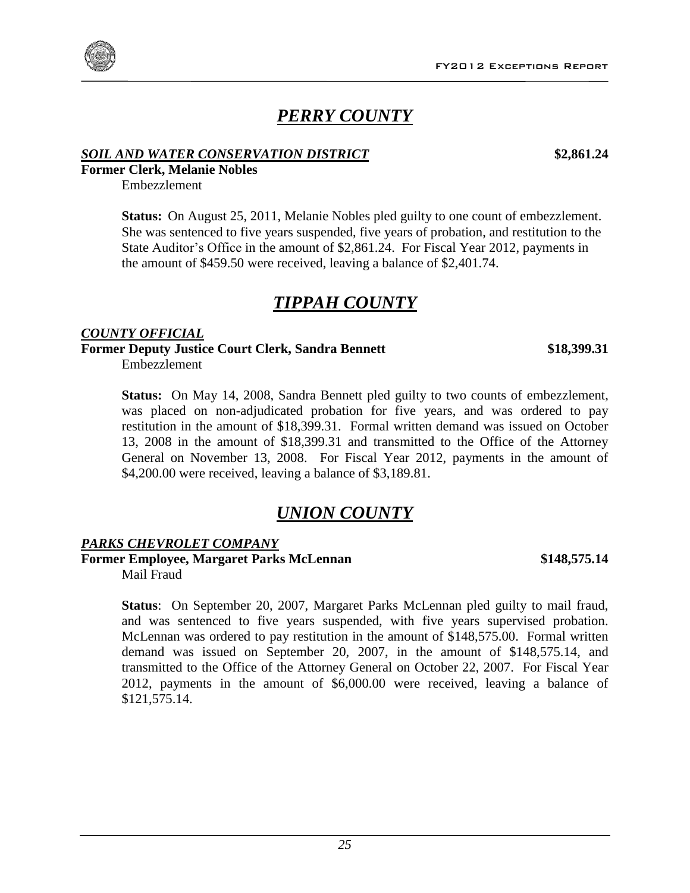# *PERRY COUNTY*

***SOIL AND WATER CONSERVATION DISTRICT*** **$2,861.24**

**Former Clerk, Melanie Nobles**

Embezzlement

**Status:** On August 25, 2011, Melanie Nobles pled guilty to one count of embezzlement. She was sentenced to five years suspended, five years of probation, and restitution to the State Auditor's Office in the amount of $2,861.24. For Fiscal Year 2012, payments in the amount of $459.50 were received, leaving a balance of $2,401.74.

# *TIPPAH COUNTY*

***COUNTY OFFICIAL***

**Former Deputy Justice Court Clerk, Sandra Bennett** **$18,399.31**

Embezzlement

**Status:** On May 14, 2008, Sandra Bennett pled guilty to two counts of embezzlement, was placed on non-adjudicated probation for five years, and was ordered to pay restitution in the amount of $18,399.31. Formal written demand was issued on October 13, 2008 in the amount of $18,399.31 and transmitted to the Office of the Attorney General on November 13, 2008. For Fiscal Year 2012, payments in the amount of $4,200.00 were received, leaving a balance of $3,189.81.

# *UNION COUNTY*

***PARKS CHEVROLET COMPANY***

**Former Employee, Margaret Parks McLennan** **$148,575.14**

Mail Fraud

**Status**: On September 20, 2007, Margaret Parks McLennan pled guilty to mail fraud, and was sentenced to five years suspended, with five years supervised probation. McLennan was ordered to pay restitution in the amount of $148,575.00. Formal written demand was issued on September 20, 2007, in the amount of $148,575.14, and transmitted to the Office of the Attorney General on October 22, 2007. For Fiscal Year 2012, payments in the amount of $6,000.00 were received, leaving a balance of $121,575.14.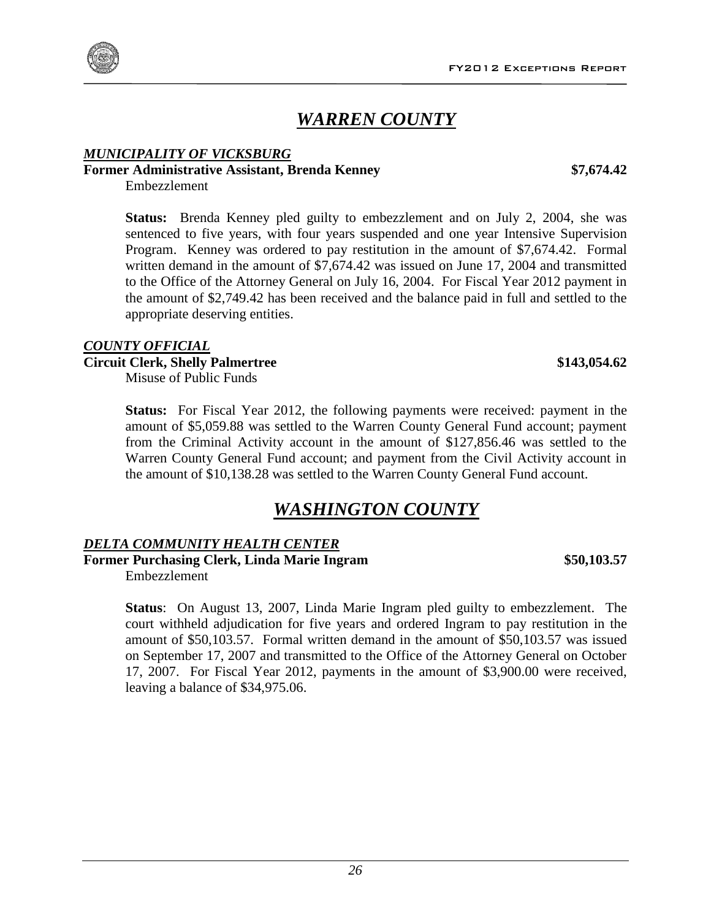# *WARREN COUNTY*

***MUNICIPALITY OF VICKSBURG***

**Former Administrative Assistant, Brenda Kenney** **$7,674.42**

Embezzlement

**Status:** Brenda Kenney pled guilty to embezzlement and on July 2, 2004, she was sentenced to five years, with four years suspended and one year Intensive Supervision Program. Kenney was ordered to pay restitution in the amount of $7,674.42. Formal written demand in the amount of $7,674.42 was issued on June 17, 2004 and transmitted to the Office of the Attorney General on July 16, 2004. For Fiscal Year 2012 payment in the amount of $2,749.42 has been received and the balance paid in full and settled to the appropriate deserving entities.

***COUNTY OFFICIAL***

**Circuit Clerk, Shelly Palmertree** **$143,054.62**

Misuse of Public Funds

**Status:** For Fiscal Year 2012, the following payments were received: payment in the amount of $5,059.88 was settled to the Warren County General Fund account; payment from the Criminal Activity account in the amount of $127,856.46 was settled to the Warren County General Fund account; and payment from the Civil Activity account in the amount of $10,138.28 was settled to the Warren County General Fund account.

# *WASHINGTON COUNTY*

***DELTA COMMUNITY HEALTH CENTER***

**Former Purchasing Clerk, Linda Marie Ingram** **$50,103.57**

Embezzlement

**Status**: On August 13, 2007, Linda Marie Ingram pled guilty to embezzlement. The court withheld adjudication for five years and ordered Ingram to pay restitution in the amount of $50,103.57. Formal written demand in the amount of $50,103.57 was issued on September 17, 2007 and transmitted to the Office of the Attorney General on October 17, 2007. For Fiscal Year 2012, payments in the amount of $3,900.00 were received, leaving a balance of $34,975.06.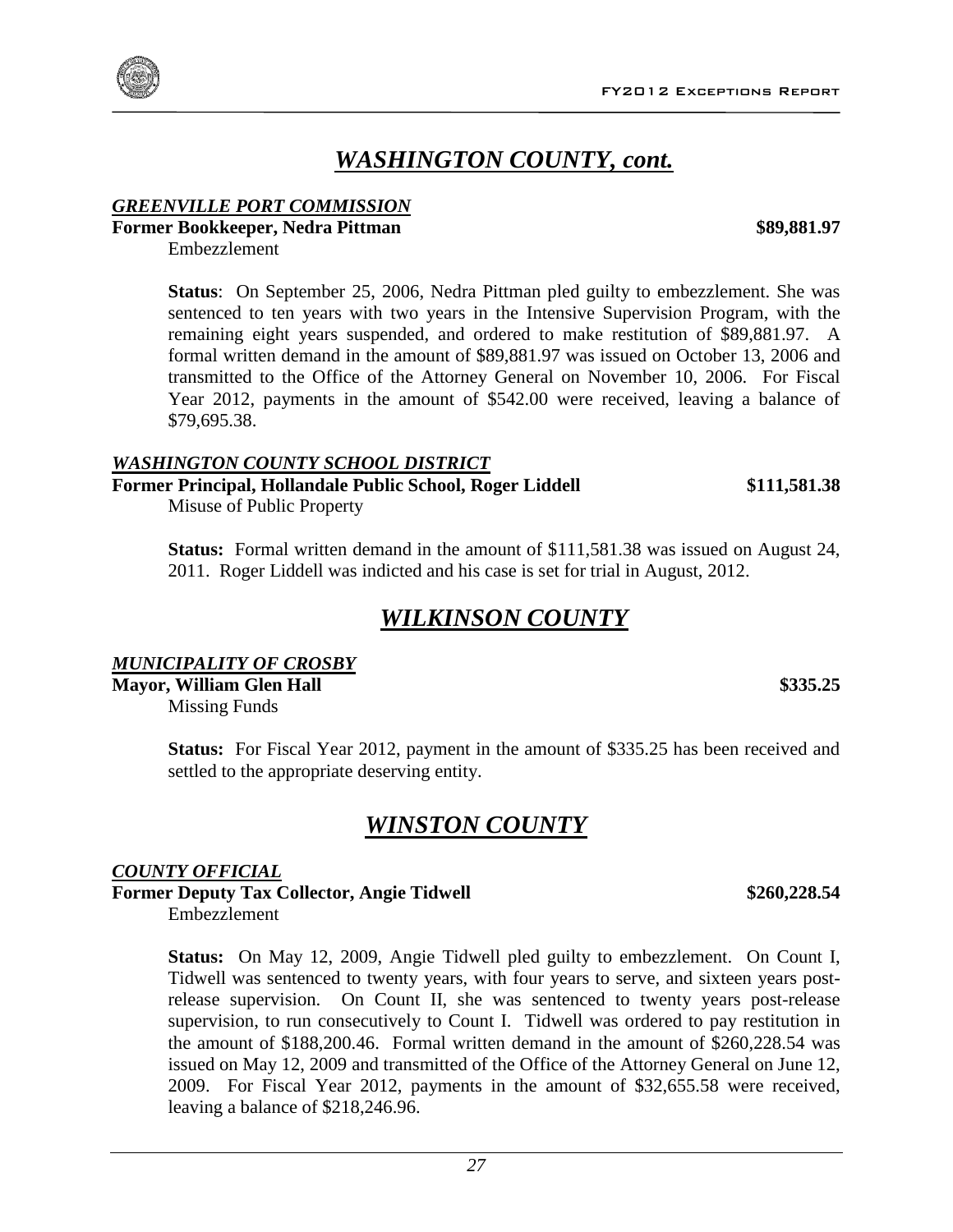# *WASHINGTON COUNTY, cont.*

### *GREENVILLE PORT COMMISSION*

**Former Bookkeeper, Nedra Pittman** **$89,881.97**

Embezzlement

**Status**: On September 25, 2006, Nedra Pittman pled guilty to embezzlement. She was sentenced to ten years with two years in the Intensive Supervision Program, with the remaining eight years suspended, and ordered to make restitution of $89,881.97. A formal written demand in the amount of $89,881.97 was issued on October 13, 2006 and transmitted to the Office of the Attorney General on November 10, 2006. For Fiscal Year 2012, payments in the amount of $542.00 were received, leaving a balance of $79,695.38.

### *WASHINGTON COUNTY SCHOOL DISTRICT*

**Former Principal, Hollandale Public School, Roger Liddell** **$111,581.38**

Misuse of Public Property

**Status:** Formal written demand in the amount of $111,581.38 was issued on August 24, 2011. Roger Liddell was indicted and his case is set for trial in August, 2012.

# *WILKINSON COUNTY*

### *MUNICIPALITY OF CROSBY*

**Mayor, William Glen Hall** **$335.25**

Missing Funds

**Status:** For Fiscal Year 2012, payment in the amount of $335.25 has been received and settled to the appropriate deserving entity.

# *WINSTON COUNTY*

### *COUNTY OFFICIAL*

**Former Deputy Tax Collector, Angie Tidwell** **$260,228.54**

Embezzlement

**Status:** On May 12, 2009, Angie Tidwell pled guilty to embezzlement. On Count I, Tidwell was sentenced to twenty years, with four years to serve, and sixteen years post-release supervision. On Count II, she was sentenced to twenty years post-release supervision, to run consecutively to Count I. Tidwell was ordered to pay restitution in the amount of $188,200.46. Formal written demand in the amount of $260,228.54 was issued on May 12, 2009 and transmitted of the Office of the Attorney General on June 12, 2009. For Fiscal Year 2012, payments in the amount of $32,655.58 were received, leaving a balance of $218,246.96.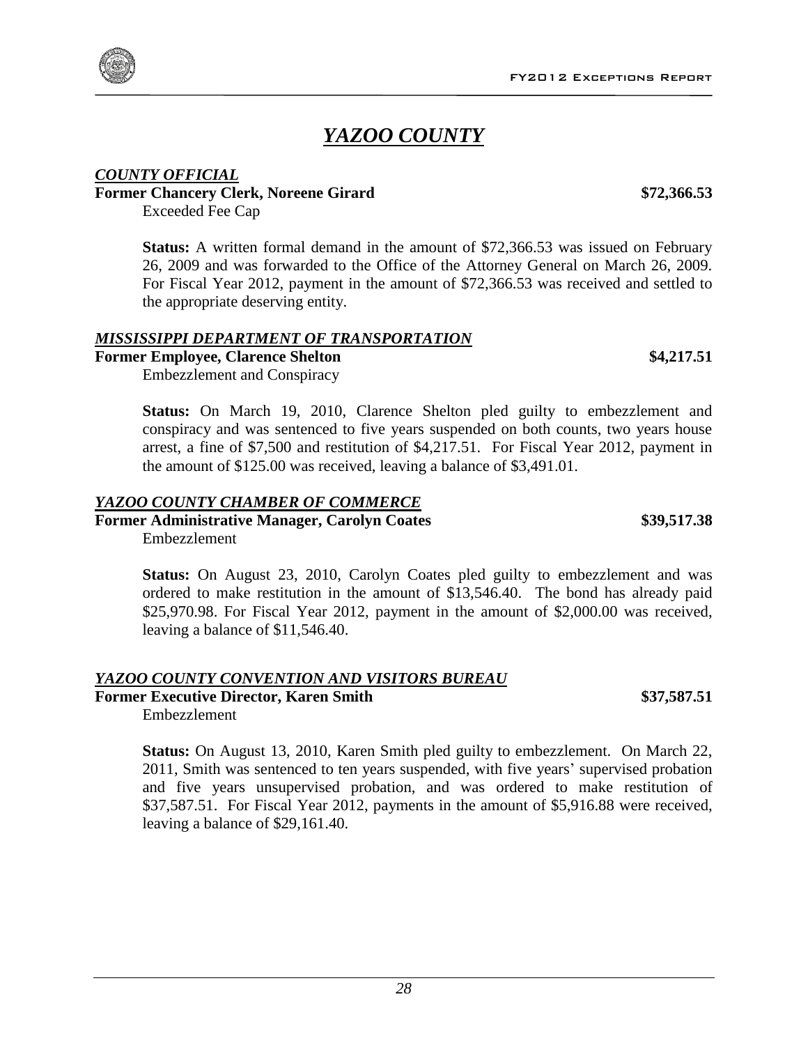# *YAZOO COUNTY*

***COUNTY OFFICIAL***

**Former Chancery Clerk, Noreene Girard** **$72,366.53**

Exceeded Fee Cap

**Status:** A written formal demand in the amount of $72,366.53 was issued on February 26, 2009 and was forwarded to the Office of the Attorney General on March 26, 2009. For Fiscal Year 2012, payment in the amount of $72,366.53 was received and settled to the appropriate deserving entity.

***MISSISSIPPI DEPARTMENT OF TRANSPORTATION***

**Former Employee, Clarence Shelton** **$4,217.51**

Embezzlement and Conspiracy

**Status:** On March 19, 2010, Clarence Shelton pled guilty to embezzlement and conspiracy and was sentenced to five years suspended on both counts, two years house arrest, a fine of $7,500 and restitution of $4,217.51. For Fiscal Year 2012, payment in the amount of $125.00 was received, leaving a balance of $3,491.01.

***YAZOO COUNTY CHAMBER OF COMMERCE***

**Former Administrative Manager, Carolyn Coates** **$39,517.38**

Embezzlement

**Status:** On August 23, 2010, Carolyn Coates pled guilty to embezzlement and was ordered to make restitution in the amount of $13,546.40. The bond has already paid $25,970.98. For Fiscal Year 2012, payment in the amount of $2,000.00 was received, leaving a balance of $11,546.40.

***YAZOO COUNTY CONVENTION AND VISITORS BUREAU***

**Former Executive Director, Karen Smith** **$37,587.51**

Embezzlement

**Status:** On August 13, 2010, Karen Smith pled guilty to embezzlement. On March 22, 2011, Smith was sentenced to ten years suspended, with five years' supervised probation and five years unsupervised probation, and was ordered to make restitution of $37,587.51. For Fiscal Year 2012, payments in the amount of $5,916.88 were received, leaving a balance of $29,161.40.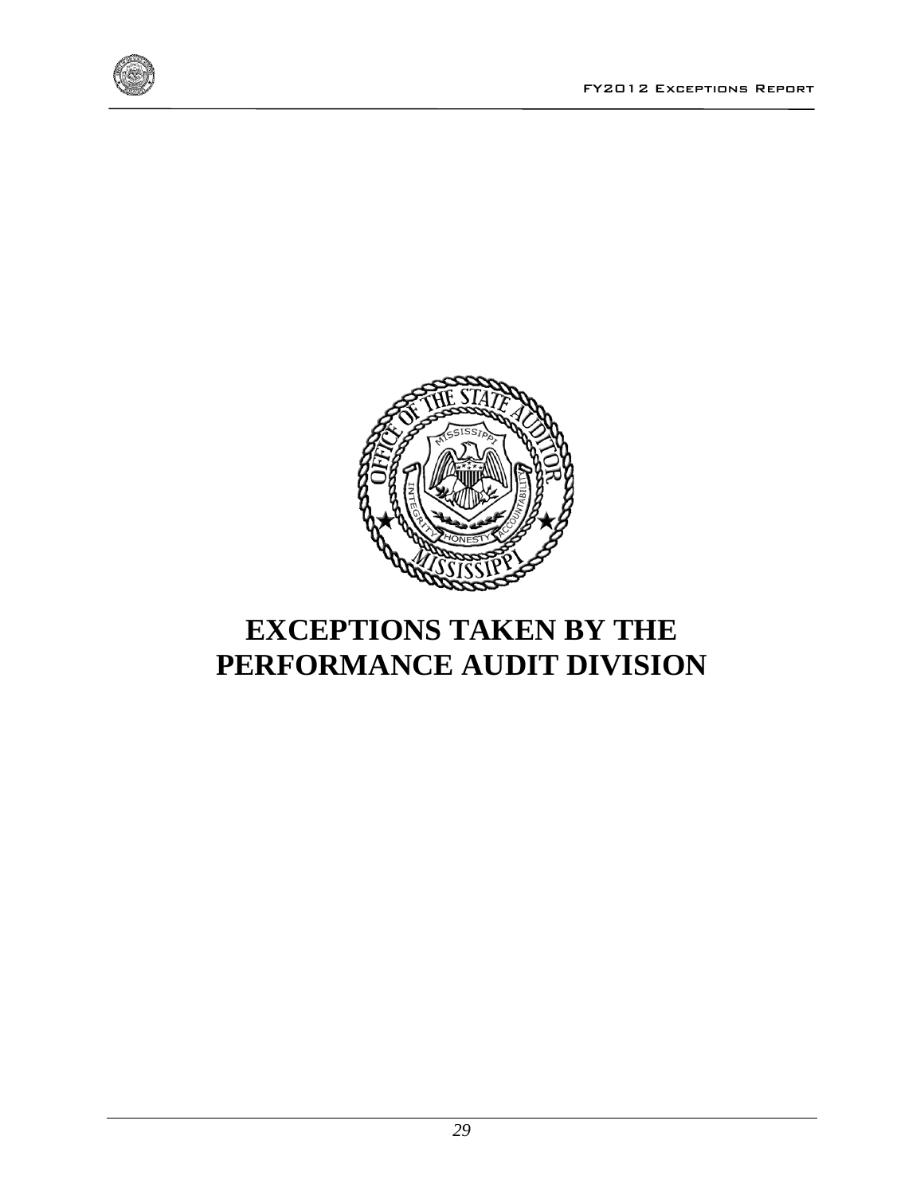# EXCEPTIONS TAKEN BY THE PERFORMANCE AUDIT DIVISION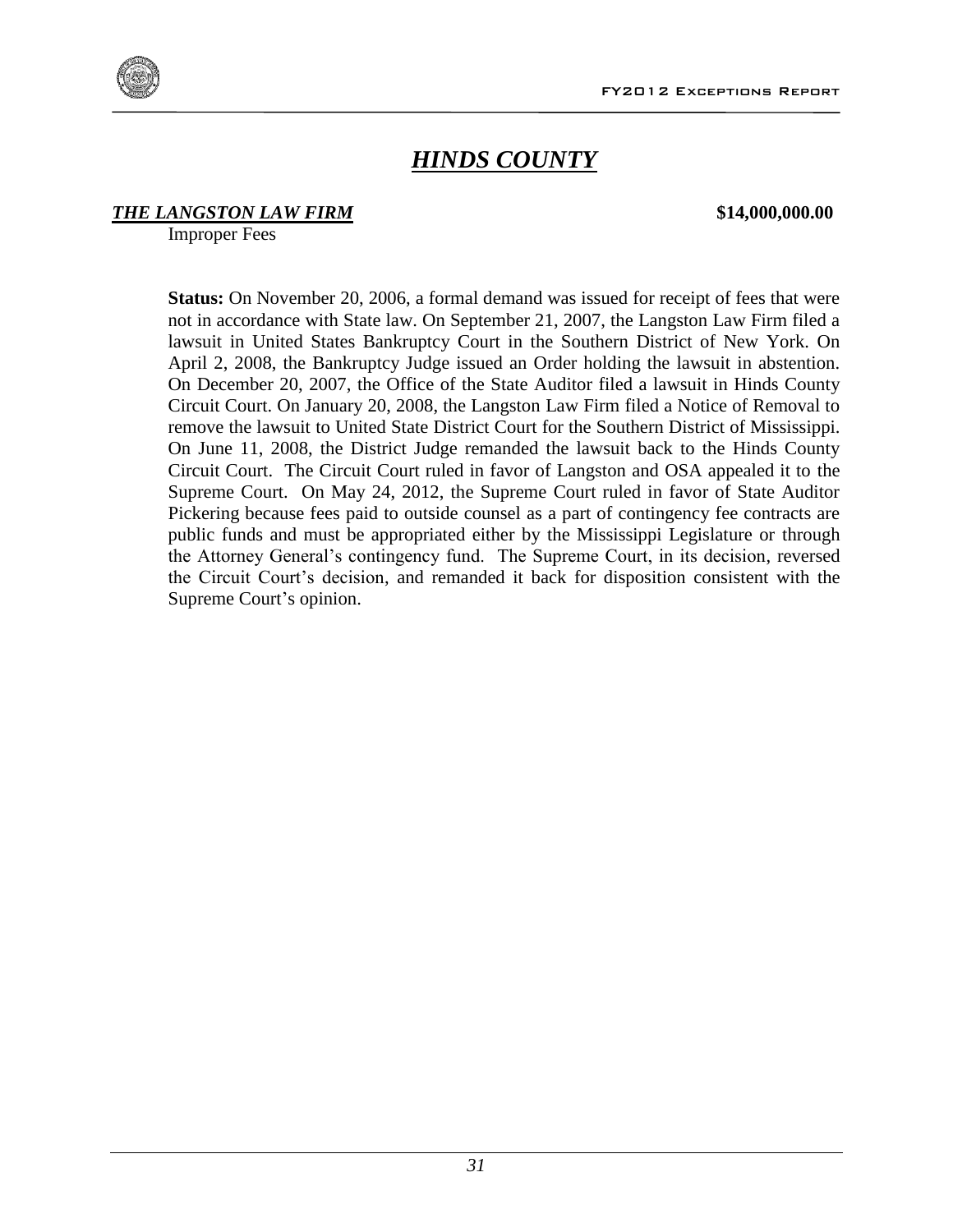# ***HINDS COUNTY***

***THE LANGSTON LAW FIRM*** **$14,000,000.00**

Improper Fees

**Status:** On November 20, 2006, a formal demand was issued for receipt of fees that were not in accordance with State law. On September 21, 2007, the Langston Law Firm filed a lawsuit in United States Bankruptcy Court in the Southern District of New York. On April 2, 2008, the Bankruptcy Judge issued an Order holding the lawsuit in abstention. On December 20, 2007, the Office of the State Auditor filed a lawsuit in Hinds County Circuit Court. On January 20, 2008, the Langston Law Firm filed a Notice of Removal to remove the lawsuit to United State District Court for the Southern District of Mississippi. On June 11, 2008, the District Judge remanded the lawsuit back to the Hinds County Circuit Court. The Circuit Court ruled in favor of Langston and OSA appealed it to the Supreme Court. On May 24, 2012, the Supreme Court ruled in favor of State Auditor Pickering because fees paid to outside counsel as a part of contingency fee contracts are public funds and must be appropriated either by the Mississippi Legislature or through the Attorney General's contingency fund. The Supreme Court, in its decision, reversed the Circuit Court's decision, and remanded it back for disposition consistent with the Supreme Court's opinion.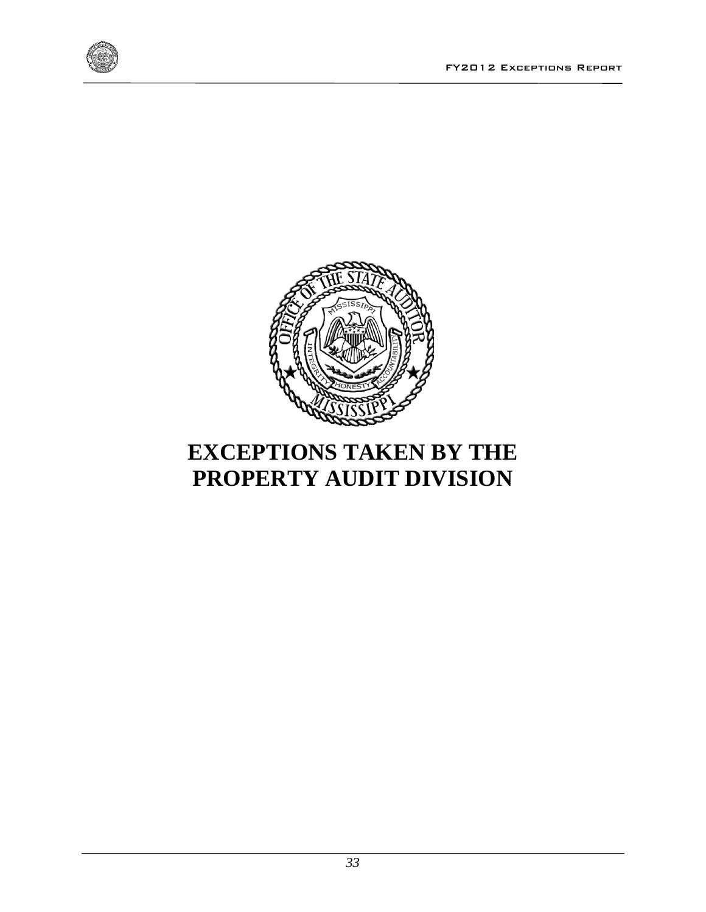# EXCEPTIONS TAKEN BY THE PROPERTY AUDIT DIVISION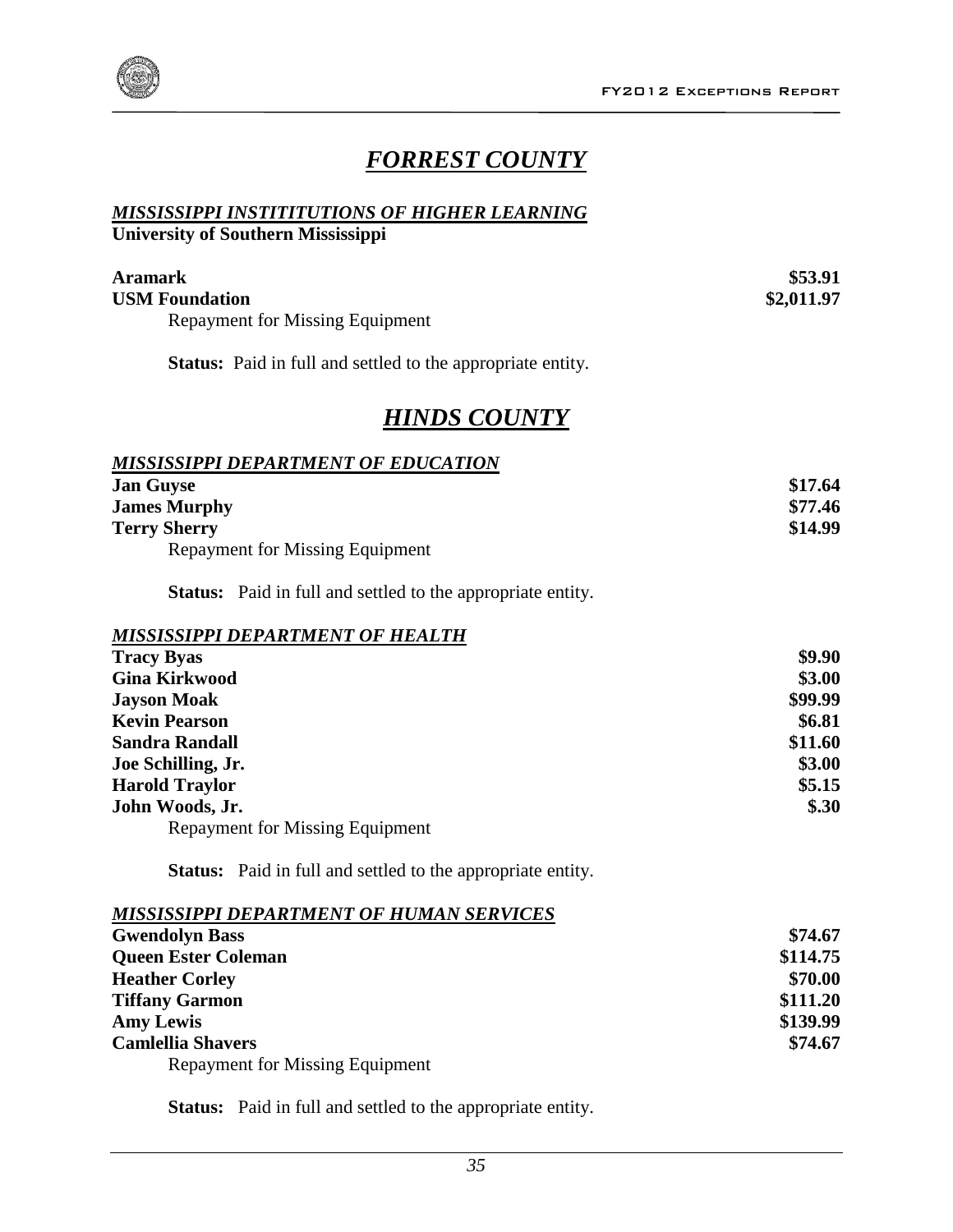## *FORREST COUNTY*

***MISSISSIPPI INSTITITUTIONS OF HIGHER LEARNING***
**University of Southern Mississippi**

| | |
|---|---|
| **Aramark** | **$53.91** |
| **USM Foundation** | **$2,011.97** |

Repayment for Missing Equipment

**Status:** Paid in full and settled to the appropriate entity.

## *HINDS COUNTY*

***MISSISSIPPI DEPARTMENT OF EDUCATION***

| | |
|---|---|
| **Jan Guyse** | **$17.64** |
| **James Murphy** | **$77.46** |
| **Terry Sherry** | **$14.99** |

Repayment for Missing Equipment

**Status:** Paid in full and settled to the appropriate entity.

***MISSISSIPPI DEPARTMENT OF HEALTH***

| | |
|---|---|
| **Tracy Byas** | **$9.90** |
| **Gina Kirkwood** | **$3.00** |
| **Jayson Moak** | **$99.99** |
| **Kevin Pearson** | **$6.81** |
| **Sandra Randall** | **$11.60** |
| **Joe Schilling, Jr.** | **$3.00** |
| **Harold Traylor** | **$5.15** |
| **John Woods, Jr.** | **$.30** |

Repayment for Missing Equipment

**Status:** Paid in full and settled to the appropriate entity.

***MISSISSIPPI DEPARTMENT OF HUMAN SERVICES***

| | |
|---|---|
| **Gwendolyn Bass** | **$74.67** |
| **Queen Ester Coleman** | **$114.75** |
| **Heather Corley** | **$70.00** |
| **Tiffany Garmon** | **$111.20** |
| **Amy Lewis** | **$139.99** |
| **Camlellia Shavers** | **$74.67** |

Repayment for Missing Equipment

**Status:** Paid in full and settled to the appropriate entity.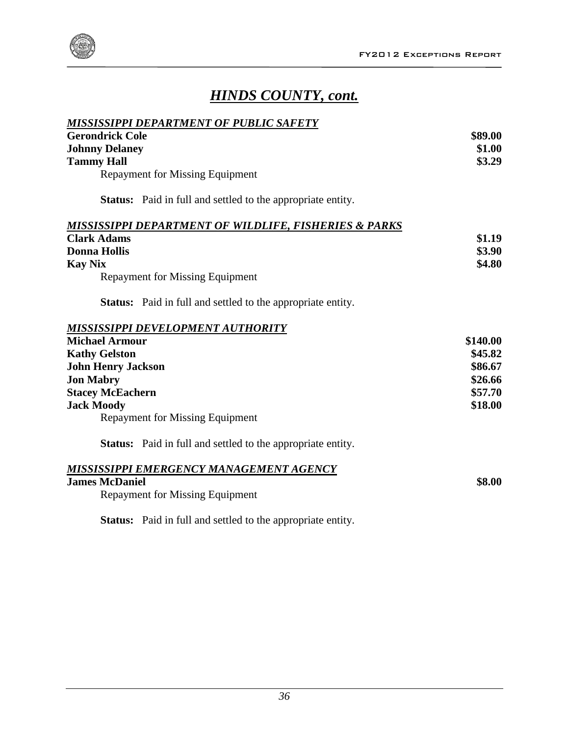# *HINDS COUNTY, cont.*

***MISSISSIPPI DEPARTMENT OF PUBLIC SAFETY***

| | |
|---|---:|
| **Gerondrick Cole** | **$89.00** |
| **Johnny Delaney** | **$1.00** |
| **Tammy Hall** | **$3.29** |

Repayment for Missing Equipment

**Status:** Paid in full and settled to the appropriate entity.

***MISSISSIPPI DEPARTMENT OF WILDLIFE, FISHERIES & PARKS***

| | |
|---|---:|
| **Clark Adams** | **$1.19** |
| **Donna Hollis** | **$3.90** |
| **Kay Nix** | **$4.80** |

Repayment for Missing Equipment

**Status:** Paid in full and settled to the appropriate entity.

***MISSISSIPPI DEVELOPMENT AUTHORITY***

| | |
|---|---:|
| **Michael Armour** | **$140.00** |
| **Kathy Gelston** | **$45.82** |
| **John Henry Jackson** | **$86.67** |
| **Jon Mabry** | **$26.66** |
| **Stacey McEachern** | **$57.70** |
| **Jack Moody** | **$18.00** |

Repayment for Missing Equipment

**Status:** Paid in full and settled to the appropriate entity.

***MISSISSIPPI EMERGENCY MANAGEMENT AGENCY***

| | |
|---|---:|
| **James McDaniel** | **$8.00** |

Repayment for Missing Equipment

**Status:** Paid in full and settled to the appropriate entity.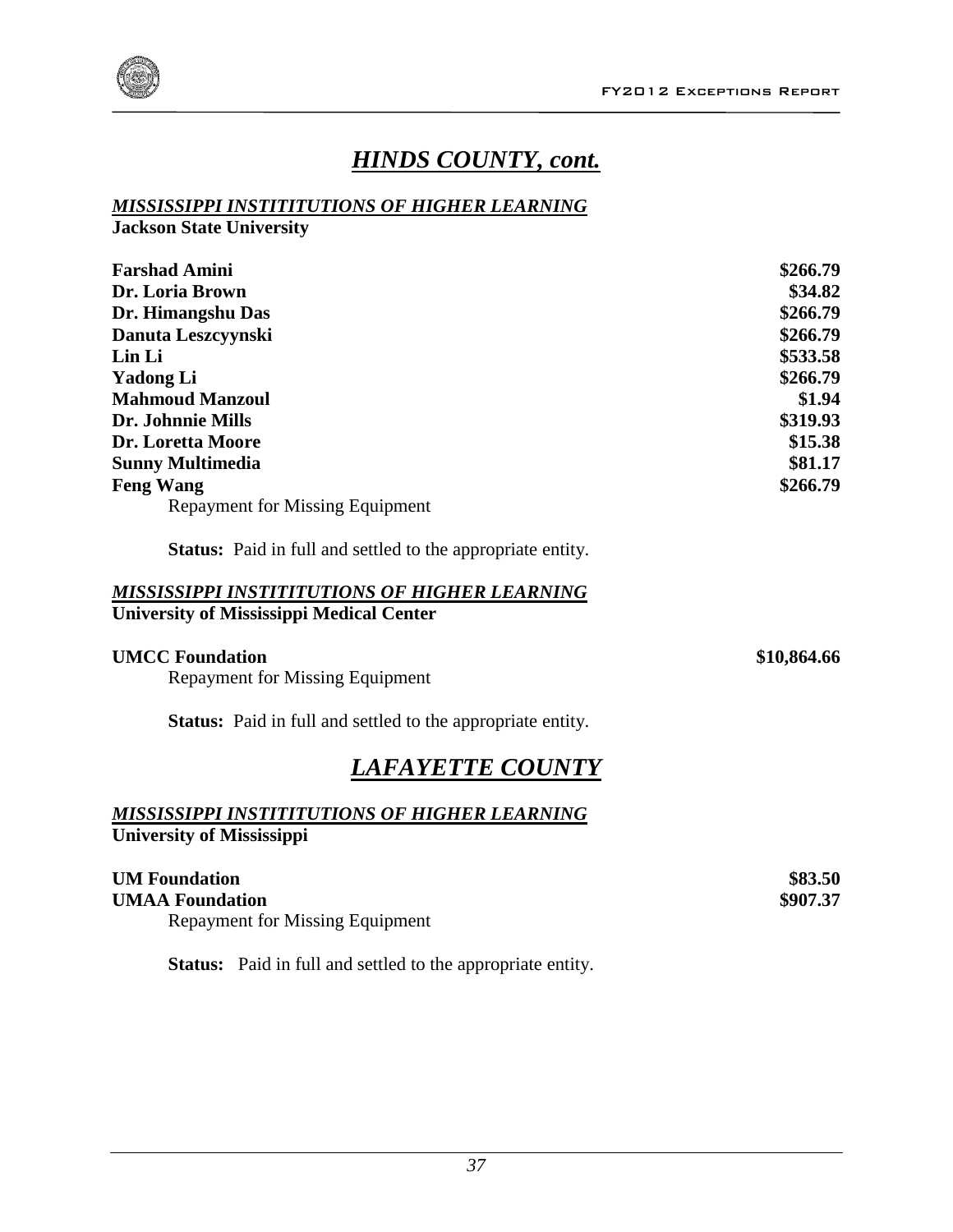# *HINDS COUNTY, cont.*

***MISSISSIPPI INSTITITUTIONS OF HIGHER LEARNING***
**Jackson State University**

| | |
|---|---|
| **Farshad Amini** | **$266.79** |
| **Dr. Loria Brown** | **$34.82** |
| **Dr. Himangshu Das** | **$266.79** |
| **Danuta Leszcyynski** | **$266.79** |
| **Lin Li** | **$533.58** |
| **Yadong Li** | **$266.79** |
| **Mahmoud Manzoul** | **$1.94** |
| **Dr. Johnnie Mills** | **$319.93** |
| **Dr. Loretta Moore** | **$15.38** |
| **Sunny Multimedia** | **$81.17** |
| **Feng Wang** | **$266.79** |

Repayment for Missing Equipment

**Status:** Paid in full and settled to the appropriate entity.

***MISSISSIPPI INSTITITUTIONS OF HIGHER LEARNING***
**University of Mississippi Medical Center**

| | |
|---|---|
| **UMCC Foundation** | **$10,864.66** |

Repayment for Missing Equipment

**Status:** Paid in full and settled to the appropriate entity.

# *LAFAYETTE COUNTY*

***MISSISSIPPI INSTITITUTIONS OF HIGHER LEARNING***
**University of Mississippi**

| | |
|---|---|
| **UM Foundation** | **$83.50** |
| **UMAA Foundation** | **$907.37** |

Repayment for Missing Equipment

**Status:** Paid in full and settled to the appropriate entity.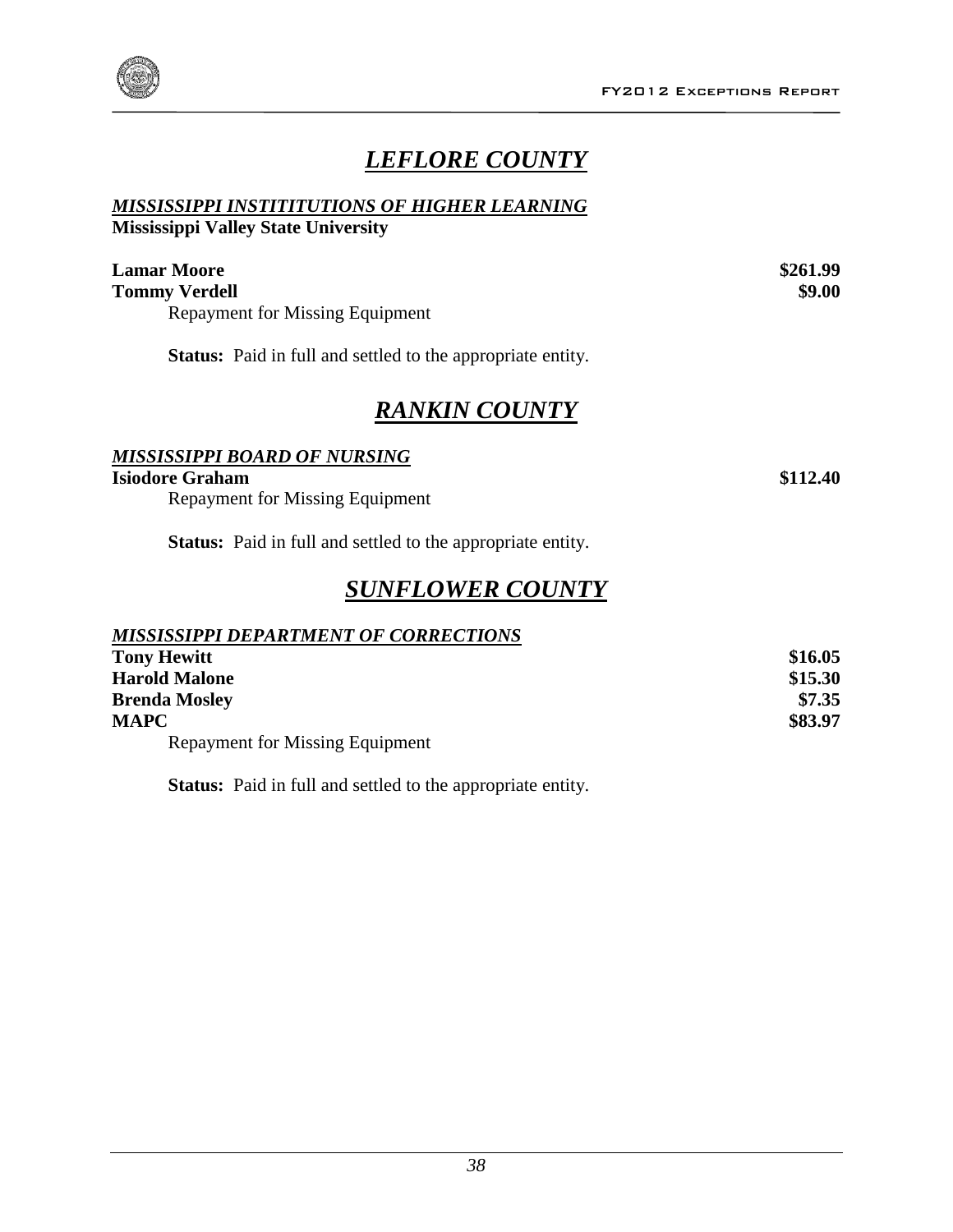# *LEFLORE COUNTY*

***MISSISSIPPI INSTITITUTIONS OF HIGHER LEARNING***
**Mississippi Valley State University**

**Lamar Moore** **$261.99**
**Tommy Verdell** **$9.00**
Repayment for Missing Equipment

**Status:** Paid in full and settled to the appropriate entity.

# *RANKIN COUNTY*

***MISSISSIPPI BOARD OF NURSING***
**Isiodore Graham** **$112.40**
Repayment for Missing Equipment

**Status:** Paid in full and settled to the appropriate entity.

# *SUNFLOWER COUNTY*

***MISSISSIPPI DEPARTMENT OF CORRECTIONS***
**Tony Hewitt** **$16.05**
**Harold Malone** **$15.30**
**Brenda Mosley** **$7.35**
**MAPC** **$83.97**
Repayment for Missing Equipment

**Status:** Paid in full and settled to the appropriate entity.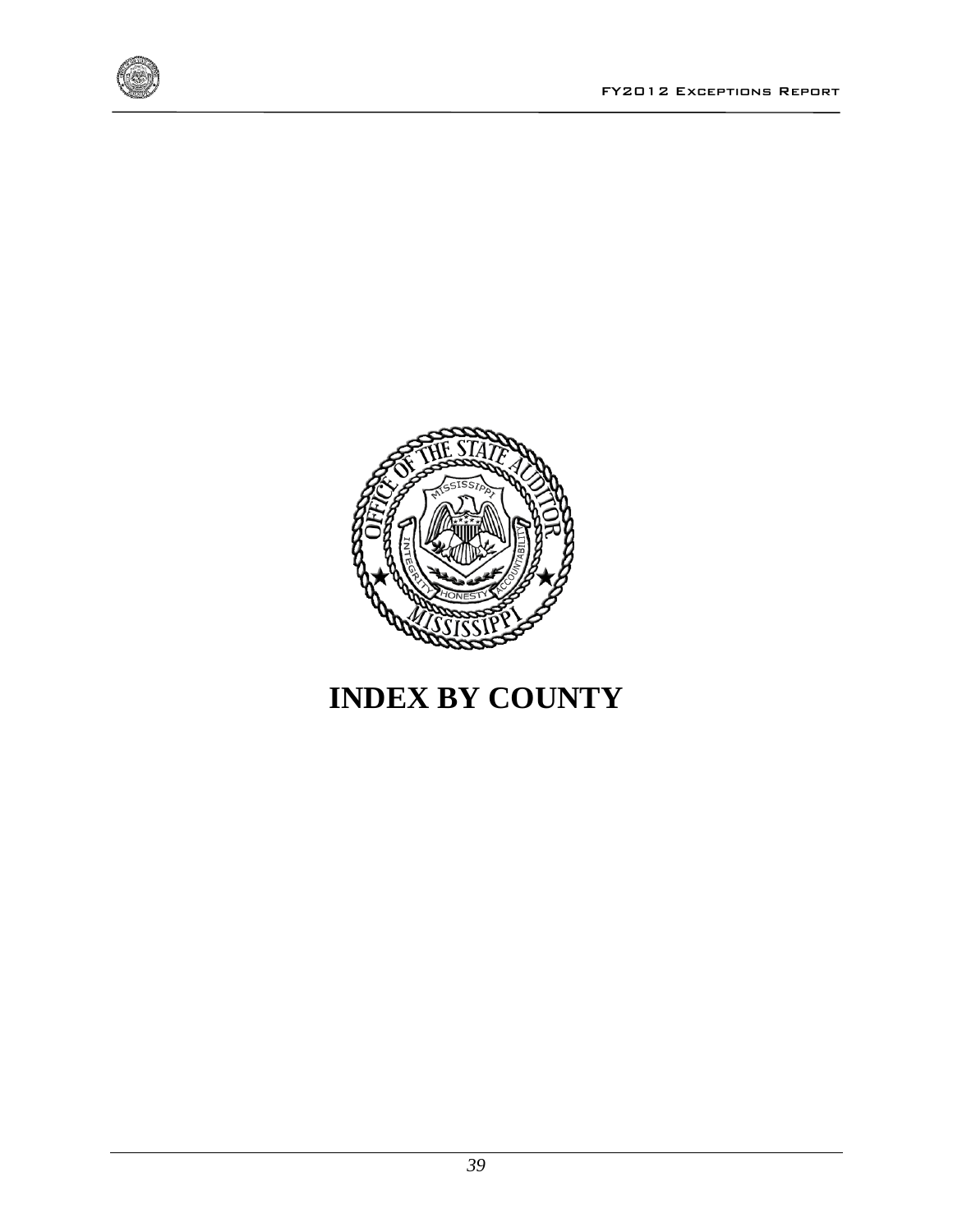# INDEX BY COUNTY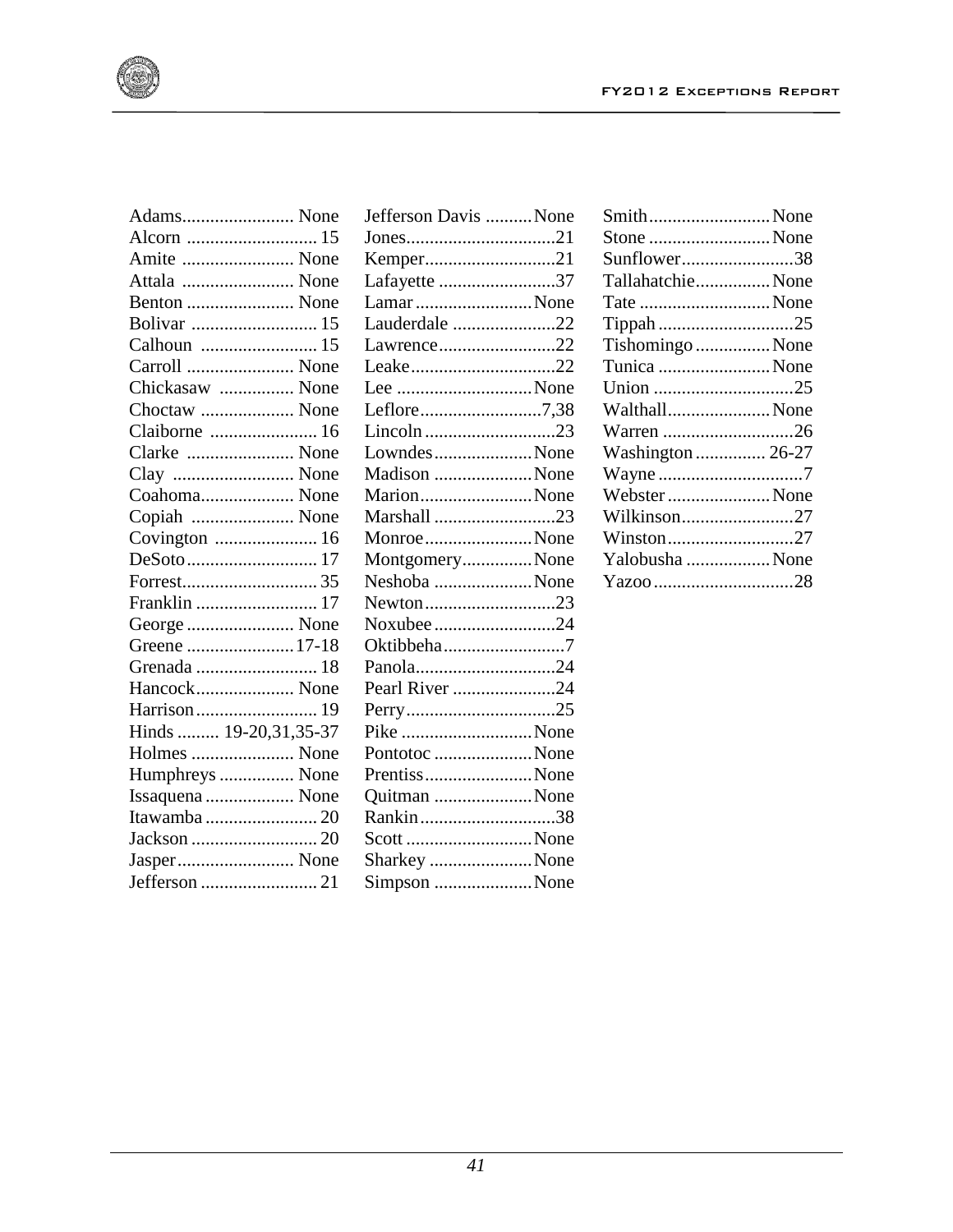| County | Page |
|---|---|
| Adams | None |
| Alcorn | 15 |
| Amite | None |
| Attala | None |
| Benton | None |
| Bolivar | 15 |
| Calhoun | 15 |
| Carroll | None |
| Chickasaw | None |
| Choctaw | None |
| Claiborne | 16 |
| Clarke | None |
| Clay | None |
| Coahoma | None |
| Copiah | None |
| Covington | 16 |
| DeSoto | 17 |
| Forrest | 35 |
| Franklin | 17 |
| George | None |
| Greene | 17-18 |
| Grenada | 18 |
| Hancock | None |
| Harrison | 19 |
| Hinds | 19-20,31,35-37 |
| Holmes | None |
| Humphreys | None |
| Issaquena | None |
| Itawamba | 20 |
| Jackson | 20 |
| Jasper | None |
| Jefferson | 21 |
| Jefferson Davis | None |
| Jones | 21 |
| Kemper | 21 |
| Lafayette | 37 |
| Lamar | None |
| Lauderdale | 22 |
| Lawrence | 22 |
| Leake | 22 |
| Lee | None |
| Leflore | 7,38 |
| Lincoln | 23 |
| Lowndes | None |
| Madison | None |
| Marion | None |
| Marshall | 23 |
| Monroe | None |
| Montgomery | None |
| Neshoba | None |
| Newton | 23 |
| Noxubee | 24 |
| Oktibbeha | 7 |
| Panola | 24 |
| Pearl River | 24 |
| Perry | 25 |
| Pike | None |
| Pontotoc | None |
| Prentiss | None |
| Quitman | None |
| Rankin | 38 |
| Scott | None |
| Sharkey | None |
| Simpson | None |
| Smith | None |
| Stone | None |
| Sunflower | 38 |
| Tallahatchie | None |
| Tate | None |
| Tippah | 25 |
| Tishomingo | None |
| Tunica | None |
| Union | 25 |
| Walthall | None |
| Warren | 26 |
| Washington | 26-27 |
| Wayne | 7 |
| Webster | None |
| Wilkinson | 27 |
| Winston | 27 |
| Yalobusha | None |
| Yazoo | 28 |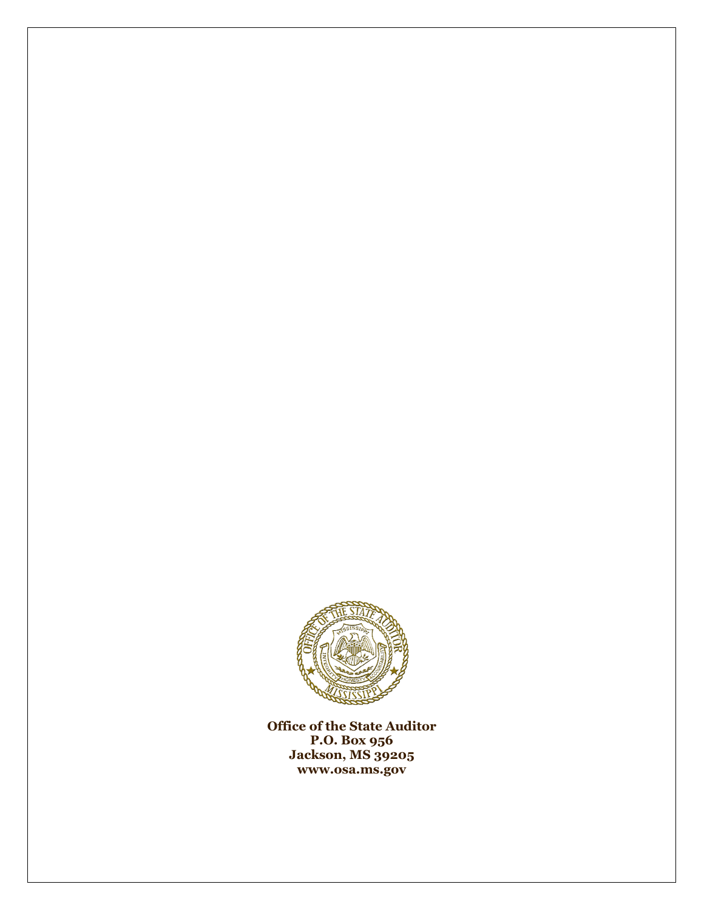**Office of the State Auditor**
**P.O. Box 956**
**Jackson, MS 39205**
**www.osa.ms.gov**